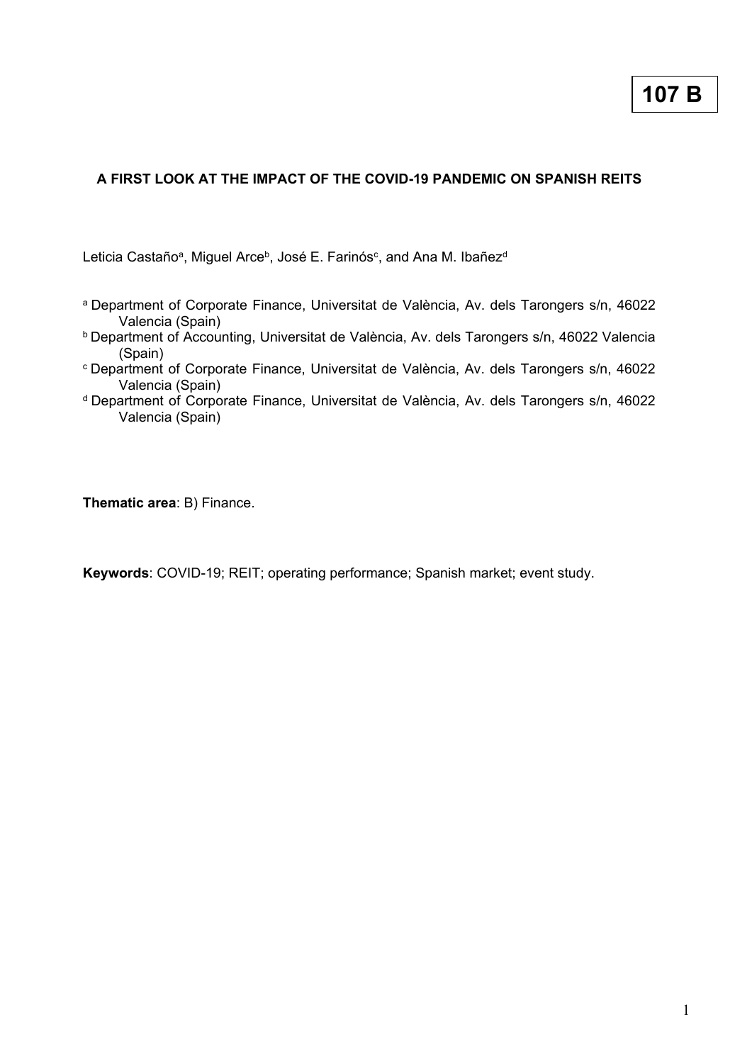**107 B**

# A FIRST LOOK AT THE IMPACT OF THE COVID-19 PANDEMIC ON SPANISH REITS

Leticia Castaño[a], Miguel Arce[b], José E. Farinós[c], and Ana M. Ibañez[d]

[a] Department of Corporate Finance, Universitat de València, Av. dels Tarongers s/n, 46022 Valencia (Spain)

[b] Department of Accounting, Universitat de València, Av. dels Tarongers s/n, 46022 Valencia (Spain)

[c] Department of Corporate Finance, Universitat de València, Av. dels Tarongers s/n, 46022 Valencia (Spain)

[d] Department of Corporate Finance, Universitat de València, Av. dels Tarongers s/n, 46022 Valencia (Spain)

**Thematic area**: B) Finance.

**Keywords**: COVID-19; REIT; operating performance; Spanish market; event study.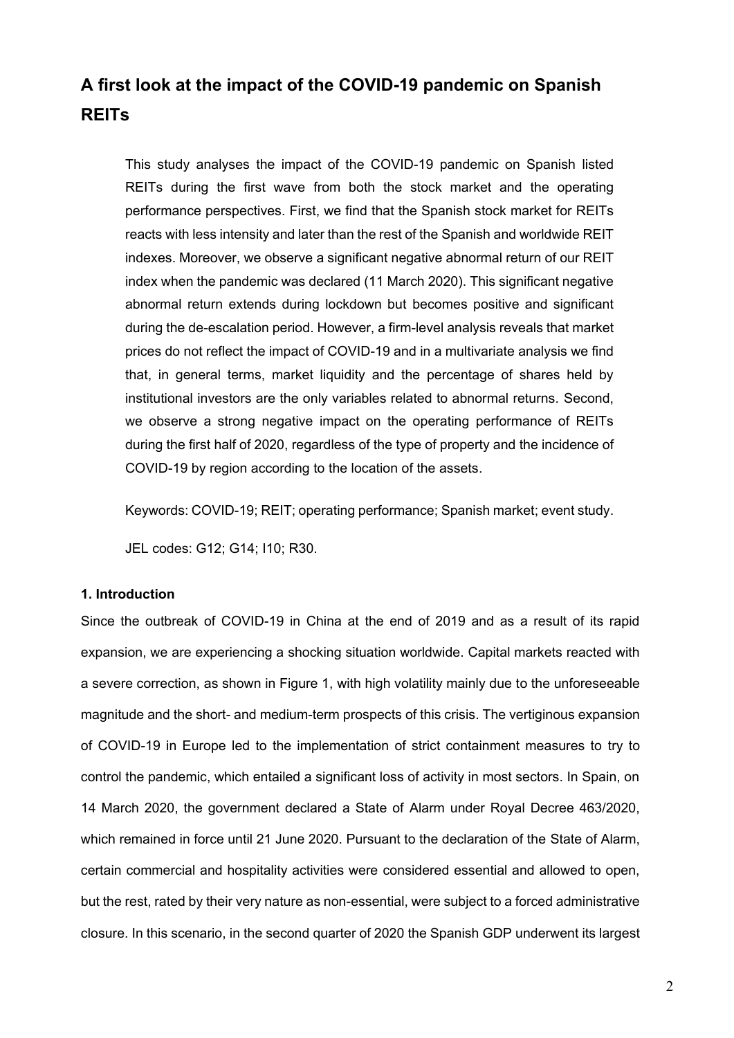# A first look at the impact of the COVID-19 pandemic on Spanish REITs

This study analyses the impact of the COVID-19 pandemic on Spanish listed REITs during the first wave from both the stock market and the operating performance perspectives. First, we find that the Spanish stock market for REITs reacts with less intensity and later than the rest of the Spanish and worldwide REIT indexes. Moreover, we observe a significant negative abnormal return of our REIT index when the pandemic was declared (11 March 2020). This significant negative abnormal return extends during lockdown but becomes positive and significant during the de-escalation period. However, a firm-level analysis reveals that market prices do not reflect the impact of COVID-19 and in a multivariate analysis we find that, in general terms, market liquidity and the percentage of shares held by institutional investors are the only variables related to abnormal returns. Second, we observe a strong negative impact on the operating performance of REITs during the first half of 2020, regardless of the type of property and the incidence of COVID-19 by region according to the location of the assets.

Keywords: COVID-19; REIT; operating performance; Spanish market; event study.

JEL codes: G12; G14; I10; R30.

## 1. Introduction

Since the outbreak of COVID-19 in China at the end of 2019 and as a result of its rapid expansion, we are experiencing a shocking situation worldwide. Capital markets reacted with a severe correction, as shown in Figure 1, with high volatility mainly due to the unforeseeable magnitude and the short- and medium-term prospects of this crisis. The vertiginous expansion of COVID-19 in Europe led to the implementation of strict containment measures to try to control the pandemic, which entailed a significant loss of activity in most sectors. In Spain, on 14 March 2020, the government declared a State of Alarm under Royal Decree 463/2020, which remained in force until 21 June 2020. Pursuant to the declaration of the State of Alarm, certain commercial and hospitality activities were considered essential and allowed to open, but the rest, rated by their very nature as non-essential, were subject to a forced administrative closure. In this scenario, in the second quarter of 2020 the Spanish GDP underwent its largest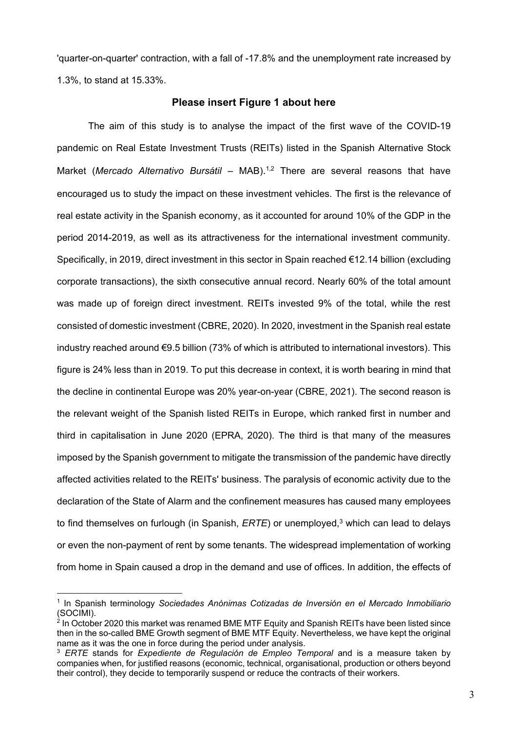'quarter-on-quarter' contraction, with a fall of -17.8% and the unemployment rate increased by 1.3%, to stand at 15.33%.

**Please insert Figure 1 about here**

The aim of this study is to analyse the impact of the first wave of the COVID-19 pandemic on Real Estate Investment Trusts (REITs) listed in the Spanish Alternative Stock Market (*Mercado Alternativo Bursátil* – MAB).[1,2] There are several reasons that have encouraged us to study the impact on these investment vehicles. The first is the relevance of real estate activity in the Spanish economy, as it accounted for around 10% of the GDP in the period 2014-2019, as well as its attractiveness for the international investment community. Specifically, in 2019, direct investment in this sector in Spain reached €12.14 billion (excluding corporate transactions), the sixth consecutive annual record. Nearly 60% of the total amount was made up of foreign direct investment. REITs invested 9% of the total, while the rest consisted of domestic investment (CBRE, 2020). In 2020, investment in the Spanish real estate industry reached around €9.5 billion (73% of which is attributed to international investors). This figure is 24% less than in 2019. To put this decrease in context, it is worth bearing in mind that the decline in continental Europe was 20% year-on-year (CBRE, 2021). The second reason is the relevant weight of the Spanish listed REITs in Europe, which ranked first in number and third in capitalisation in June 2020 (EPRA, 2020). The third is that many of the measures imposed by the Spanish government to mitigate the transmission of the pandemic have directly affected activities related to the REITs' business. The paralysis of economic activity due to the declaration of the State of Alarm and the confinement measures has caused many employees to find themselves on furlough (in Spanish, *ERTE*) or unemployed,[3] which can lead to delays or even the non-payment of rent by some tenants. The widespread implementation of working from home in Spain caused a drop in the demand and use of offices. In addition, the effects of

---

[1] In Spanish terminology *Sociedades Anónimas Cotizadas de Inversión en el Mercado Inmobiliario* (SOCIMI).

[2] In October 2020 this market was renamed BME MTF Equity and Spanish REITs have been listed since then in the so-called BME Growth segment of BME MTF Equity. Nevertheless, we have kept the original name as it was the one in force during the period under analysis.

[3] *ERTE* stands for *Expediente de Regulación de Empleo Temporal* and is a measure taken by companies when, for justified reasons (economic, technical, organisational, production or others beyond their control), they decide to temporarily suspend or reduce the contracts of their workers.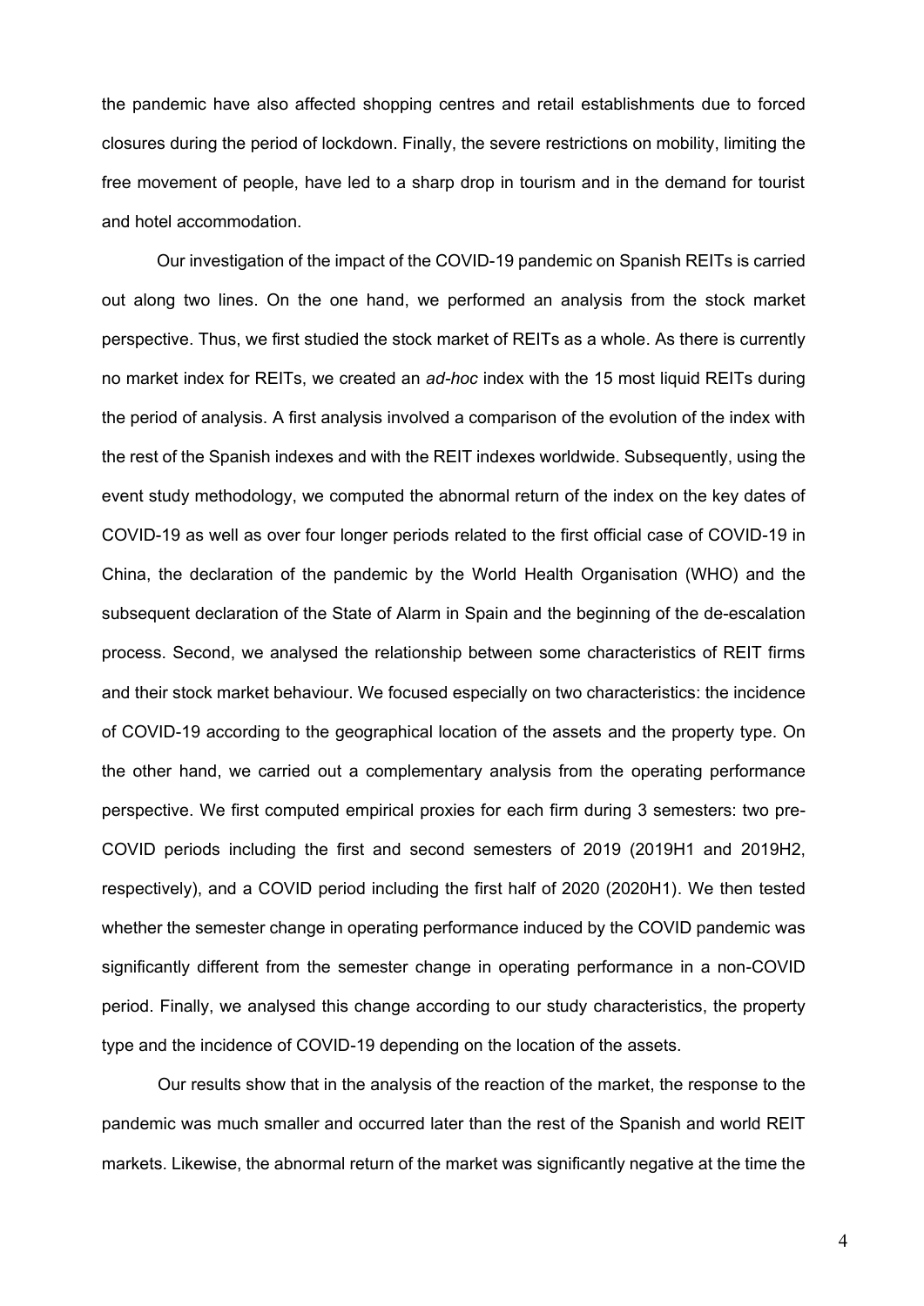the pandemic have also affected shopping centres and retail establishments due to forced closures during the period of lockdown. Finally, the severe restrictions on mobility, limiting the free movement of people, have led to a sharp drop in tourism and in the demand for tourist and hotel accommodation.

Our investigation of the impact of the COVID-19 pandemic on Spanish REITs is carried out along two lines. On the one hand, we performed an analysis from the stock market perspective. Thus, we first studied the stock market of REITs as a whole. As there is currently no market index for REITs, we created an *ad-hoc* index with the 15 most liquid REITs during the period of analysis. A first analysis involved a comparison of the evolution of the index with the rest of the Spanish indexes and with the REIT indexes worldwide. Subsequently, using the event study methodology, we computed the abnormal return of the index on the key dates of COVID-19 as well as over four longer periods related to the first official case of COVID-19 in China, the declaration of the pandemic by the World Health Organisation (WHO) and the subsequent declaration of the State of Alarm in Spain and the beginning of the de-escalation process. Second, we analysed the relationship between some characteristics of REIT firms and their stock market behaviour. We focused especially on two characteristics: the incidence of COVID-19 according to the geographical location of the assets and the property type. On the other hand, we carried out a complementary analysis from the operating performance perspective. We first computed empirical proxies for each firm during 3 semesters: two pre-COVID periods including the first and second semesters of 2019 (2019H1 and 2019H2, respectively), and a COVID period including the first half of 2020 (2020H1). We then tested whether the semester change in operating performance induced by the COVID pandemic was significantly different from the semester change in operating performance in a non-COVID period. Finally, we analysed this change according to our study characteristics, the property type and the incidence of COVID-19 depending on the location of the assets.

Our results show that in the analysis of the reaction of the market, the response to the pandemic was much smaller and occurred later than the rest of the Spanish and world REIT markets. Likewise, the abnormal return of the market was significantly negative at the time the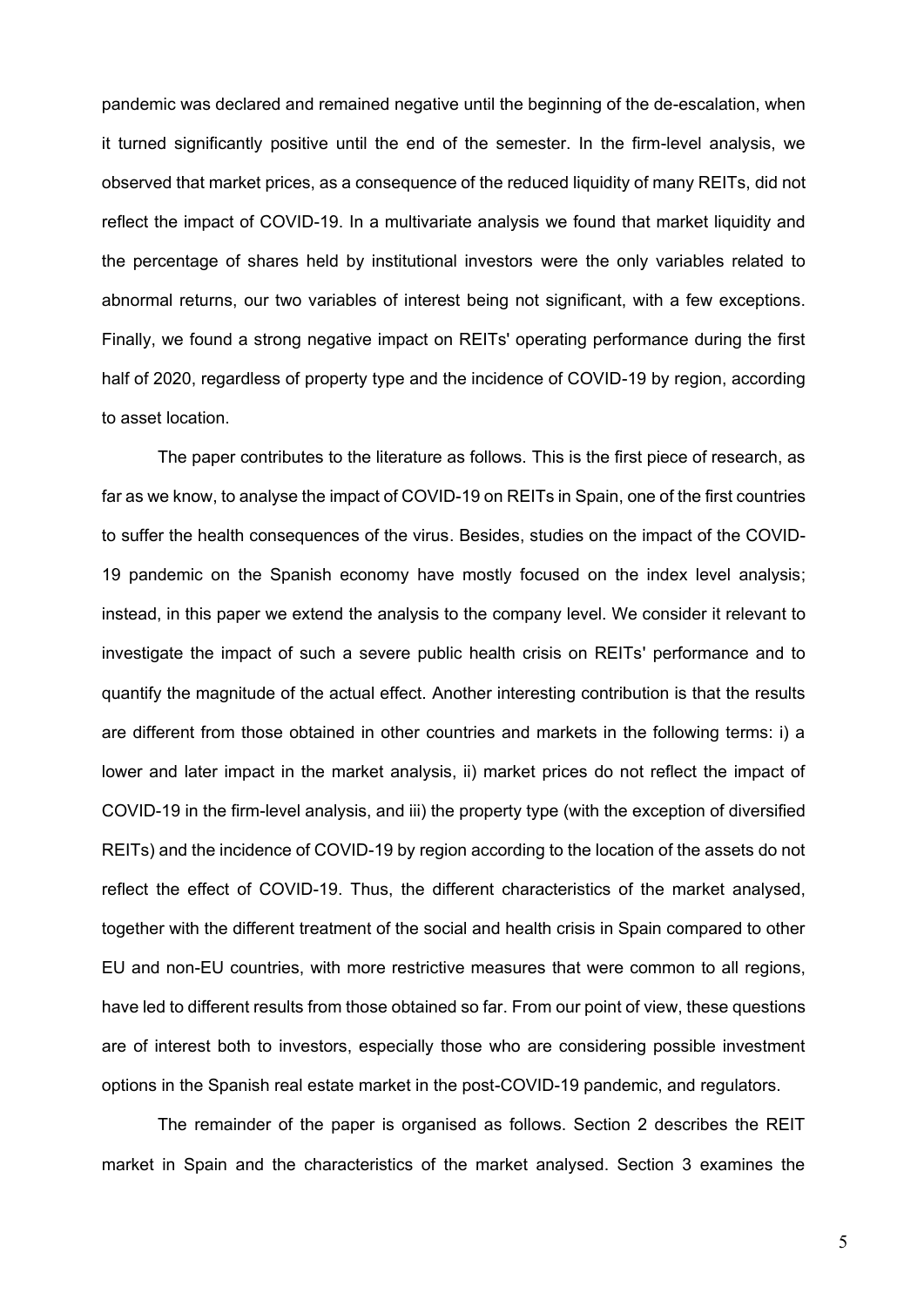pandemic was declared and remained negative until the beginning of the de-escalation, when it turned significantly positive until the end of the semester. In the firm-level analysis, we observed that market prices, as a consequence of the reduced liquidity of many REITs, did not reflect the impact of COVID-19. In a multivariate analysis we found that market liquidity and the percentage of shares held by institutional investors were the only variables related to abnormal returns, our two variables of interest being not significant, with a few exceptions. Finally, we found a strong negative impact on REITs' operating performance during the first half of 2020, regardless of property type and the incidence of COVID-19 by region, according to asset location.

The paper contributes to the literature as follows. This is the first piece of research, as far as we know, to analyse the impact of COVID-19 on REITs in Spain, one of the first countries to suffer the health consequences of the virus. Besides, studies on the impact of the COVID-19 pandemic on the Spanish economy have mostly focused on the index level analysis; instead, in this paper we extend the analysis to the company level. We consider it relevant to investigate the impact of such a severe public health crisis on REITs' performance and to quantify the magnitude of the actual effect. Another interesting contribution is that the results are different from those obtained in other countries and markets in the following terms: i) a lower and later impact in the market analysis, ii) market prices do not reflect the impact of COVID-19 in the firm-level analysis, and iii) the property type (with the exception of diversified REITs) and the incidence of COVID-19 by region according to the location of the assets do not reflect the effect of COVID-19. Thus, the different characteristics of the market analysed, together with the different treatment of the social and health crisis in Spain compared to other EU and non-EU countries, with more restrictive measures that were common to all regions, have led to different results from those obtained so far. From our point of view, these questions are of interest both to investors, especially those who are considering possible investment options in the Spanish real estate market in the post-COVID-19 pandemic, and regulators.

The remainder of the paper is organised as follows. Section 2 describes the REIT market in Spain and the characteristics of the market analysed. Section 3 examines the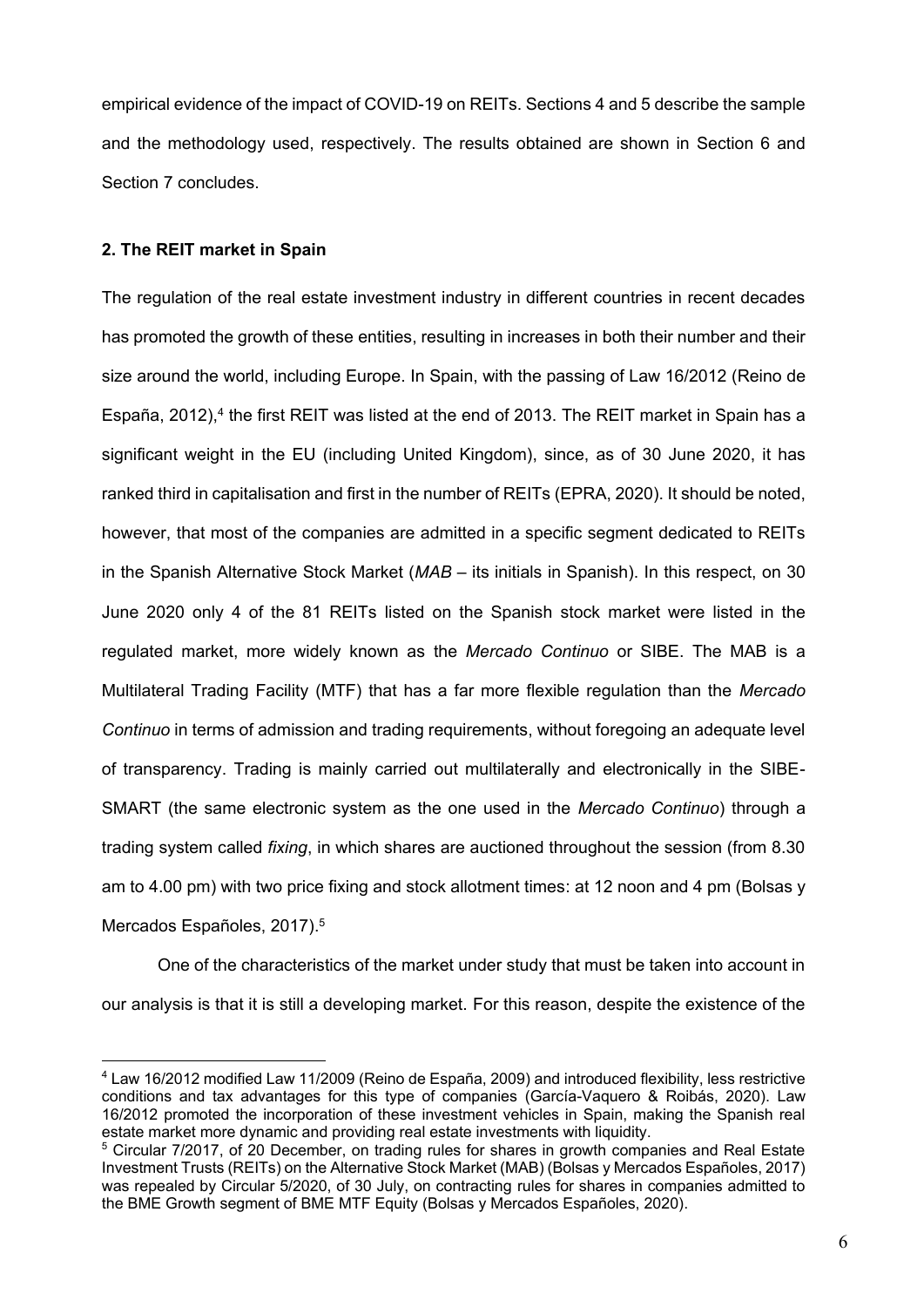empirical evidence of the impact of COVID-19 on REITs. Sections 4 and 5 describe the sample and the methodology used, respectively. The results obtained are shown in Section 6 and Section 7 concludes.

## 2. The REIT market in Spain

The regulation of the real estate investment industry in different countries in recent decades has promoted the growth of these entities, resulting in increases in both their number and their size around the world, including Europe. In Spain, with the passing of Law 16/2012 (Reino de España, 2012),[4] the first REIT was listed at the end of 2013. The REIT market in Spain has a significant weight in the EU (including United Kingdom), since, as of 30 June 2020, it has ranked third in capitalisation and first in the number of REITs (EPRA, 2020). It should be noted, however, that most of the companies are admitted in a specific segment dedicated to REITs in the Spanish Alternative Stock Market (*MAB* – its initials in Spanish). In this respect, on 30 June 2020 only 4 of the 81 REITs listed on the Spanish stock market were listed in the regulated market, more widely known as the *Mercado Continuo* or SIBE. The MAB is a Multilateral Trading Facility (MTF) that has a far more flexible regulation than the *Mercado Continuo* in terms of admission and trading requirements, without foregoing an adequate level of transparency. Trading is mainly carried out multilaterally and electronically in the SIBE-SMART (the same electronic system as the one used in the *Mercado Continuo*) through a trading system called *fixing*, in which shares are auctioned throughout the session (from 8.30 am to 4.00 pm) with two price fixing and stock allotment times: at 12 noon and 4 pm (Bolsas y Mercados Españoles, 2017).[5]

One of the characteristics of the market under study that must be taken into account in our analysis is that it is still a developing market. For this reason, despite the existence of the

---

[4] Law 16/2012 modified Law 11/2009 (Reino de España, 2009) and introduced flexibility, less restrictive conditions and tax advantages for this type of companies (García-Vaquero & Roibás, 2020). Law 16/2012 promoted the incorporation of these investment vehicles in Spain, making the Spanish real estate market more dynamic and providing real estate investments with liquidity.

[5] Circular 7/2017, of 20 December, on trading rules for shares in growth companies and Real Estate Investment Trusts (REITs) on the Alternative Stock Market (MAB) (Bolsas y Mercados Españoles, 2017) was repealed by Circular 5/2020, of 30 July, on contracting rules for shares in companies admitted to the BME Growth segment of BME MTF Equity (Bolsas y Mercados Españoles, 2020).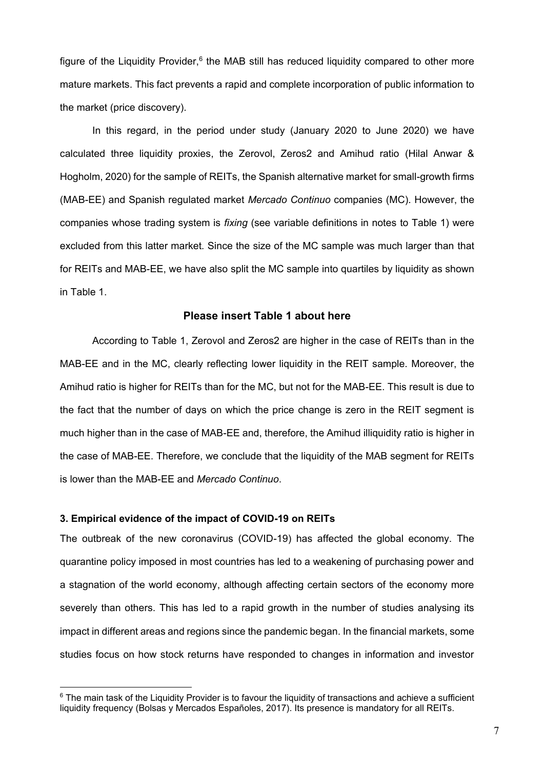figure of the Liquidity Provider,[6] the MAB still has reduced liquidity compared to other more mature markets. This fact prevents a rapid and complete incorporation of public information to the market (price discovery).

In this regard, in the period under study (January 2020 to June 2020) we have calculated three liquidity proxies, the Zerovol, Zeros2 and Amihud ratio (Hilal Anwar & Hogholm, 2020) for the sample of REITs, the Spanish alternative market for small-growth firms (MAB-EE) and Spanish regulated market *Mercado Continuo* companies (MC). However, the companies whose trading system is *fixing* (see variable definitions in notes to Table 1) were excluded from this latter market. Since the size of the MC sample was much larger than that for REITs and MAB-EE, we have also split the MC sample into quartiles by liquidity as shown in Table 1.

**Please insert Table 1 about here**

According to Table 1, Zerovol and Zeros2 are higher in the case of REITs than in the MAB-EE and in the MC, clearly reflecting lower liquidity in the REIT sample. Moreover, the Amihud ratio is higher for REITs than for the MC, but not for the MAB-EE. This result is due to the fact that the number of days on which the price change is zero in the REIT segment is much higher than in the case of MAB-EE and, therefore, the Amihud illiquidity ratio is higher in the case of MAB-EE. Therefore, we conclude that the liquidity of the MAB segment for REITs is lower than the MAB-EE and *Mercado Continuo*.

## 3. Empirical evidence of the impact of COVID-19 on REITs

The outbreak of the new coronavirus (COVID-19) has affected the global economy. The quarantine policy imposed in most countries has led to a weakening of purchasing power and a stagnation of the world economy, although affecting certain sectors of the economy more severely than others. This has led to a rapid growth in the number of studies analysing its impact in different areas and regions since the pandemic began. In the financial markets, some studies focus on how stock returns have responded to changes in information and investor

[6] The main task of the Liquidity Provider is to favour the liquidity of transactions and achieve a sufficient liquidity frequency (Bolsas y Mercados Españoles, 2017). Its presence is mandatory for all REITs.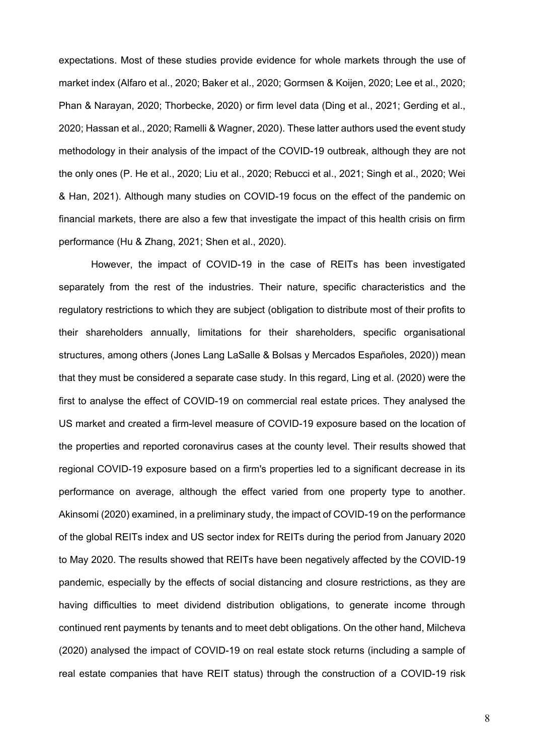expectations. Most of these studies provide evidence for whole markets through the use of market index (Alfaro et al., 2020; Baker et al., 2020; Gormsen & Koijen, 2020; Lee et al., 2020; Phan & Narayan, 2020; Thorbecke, 2020) or firm level data (Ding et al., 2021; Gerding et al., 2020; Hassan et al., 2020; Ramelli & Wagner, 2020). These latter authors used the event study methodology in their analysis of the impact of the COVID-19 outbreak, although they are not the only ones (P. He et al., 2020; Liu et al., 2020; Rebucci et al., 2021; Singh et al., 2020; Wei & Han, 2021). Although many studies on COVID-19 focus on the effect of the pandemic on financial markets, there are also a few that investigate the impact of this health crisis on firm performance (Hu & Zhang, 2021; Shen et al., 2020).

However, the impact of COVID-19 in the case of REITs has been investigated separately from the rest of the industries. Their nature, specific characteristics and the regulatory restrictions to which they are subject (obligation to distribute most of their profits to their shareholders annually, limitations for their shareholders, specific organisational structures, among others (Jones Lang LaSalle & Bolsas y Mercados Españoles, 2020)) mean that they must be considered a separate case study. In this regard, Ling et al. (2020) were the first to analyse the effect of COVID-19 on commercial real estate prices. They analysed the US market and created a firm-level measure of COVID-19 exposure based on the location of the properties and reported coronavirus cases at the county level. Their results showed that regional COVID-19 exposure based on a firm's properties led to a significant decrease in its performance on average, although the effect varied from one property type to another. Akinsomi (2020) examined, in a preliminary study, the impact of COVID-19 on the performance of the global REITs index and US sector index for REITs during the period from January 2020 to May 2020. The results showed that REITs have been negatively affected by the COVID-19 pandemic, especially by the effects of social distancing and closure restrictions, as they are having difficulties to meet dividend distribution obligations, to generate income through continued rent payments by tenants and to meet debt obligations. On the other hand, Milcheva (2020) analysed the impact of COVID-19 on real estate stock returns (including a sample of real estate companies that have REIT status) through the construction of a COVID-19 risk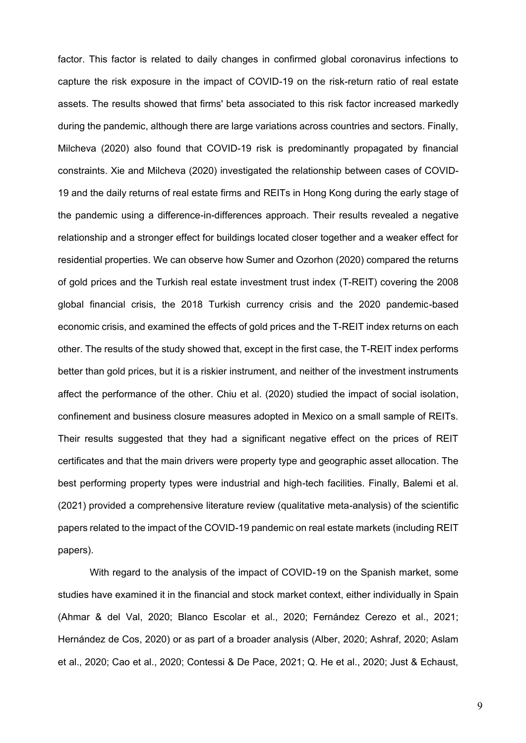factor. This factor is related to daily changes in confirmed global coronavirus infections to capture the risk exposure in the impact of COVID-19 on the risk-return ratio of real estate assets. The results showed that firms' beta associated to this risk factor increased markedly during the pandemic, although there are large variations across countries and sectors. Finally, Milcheva (2020) also found that COVID-19 risk is predominantly propagated by financial constraints. Xie and Milcheva (2020) investigated the relationship between cases of COVID-19 and the daily returns of real estate firms and REITs in Hong Kong during the early stage of the pandemic using a difference-in-differences approach. Their results revealed a negative relationship and a stronger effect for buildings located closer together and a weaker effect for residential properties. We can observe how Sumer and Ozorhon (2020) compared the returns of gold prices and the Turkish real estate investment trust index (T-REIT) covering the 2008 global financial crisis, the 2018 Turkish currency crisis and the 2020 pandemic-based economic crisis, and examined the effects of gold prices and the T-REIT index returns on each other. The results of the study showed that, except in the first case, the T-REIT index performs better than gold prices, but it is a riskier instrument, and neither of the investment instruments affect the performance of the other. Chiu et al. (2020) studied the impact of social isolation, confinement and business closure measures adopted in Mexico on a small sample of REITs. Their results suggested that they had a significant negative effect on the prices of REIT certificates and that the main drivers were property type and geographic asset allocation. The best performing property types were industrial and high-tech facilities. Finally, Balemi et al. (2021) provided a comprehensive literature review (qualitative meta-analysis) of the scientific papers related to the impact of the COVID-19 pandemic on real estate markets (including REIT papers).

With regard to the analysis of the impact of COVID-19 on the Spanish market, some studies have examined it in the financial and stock market context, either individually in Spain (Ahmar & del Val, 2020; Blanco Escolar et al., 2020; Fernández Cerezo et al., 2021; Hernández de Cos, 2020) or as part of a broader analysis (Alber, 2020; Ashraf, 2020; Aslam et al., 2020; Cao et al., 2020; Contessi & De Pace, 2021; Q. He et al., 2020; Just & Echaust,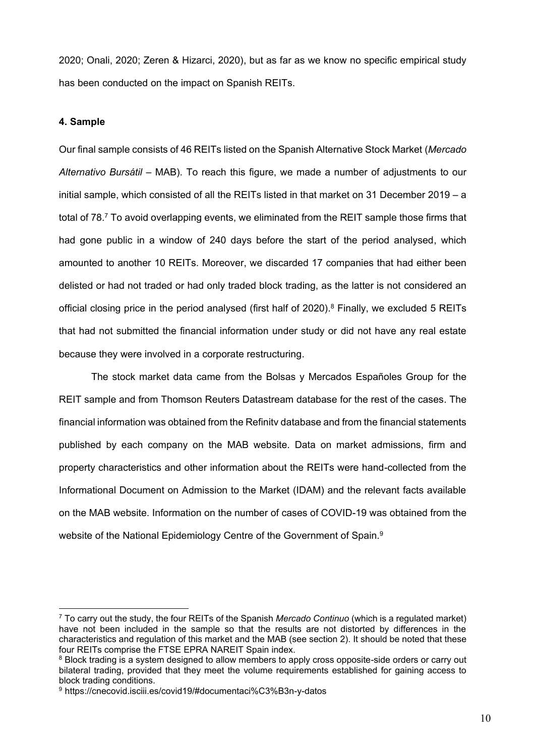2020; Onali, 2020; Zeren & Hizarci, 2020), but as far as we know no specific empirical study has been conducted on the impact on Spanish REITs.

#### 4. Sample

Our final sample consists of 46 REITs listed on the Spanish Alternative Stock Market (*Mercado Alternativo Bursátil* – MAB). To reach this figure, we made a number of adjustments to our initial sample, which consisted of all the REITs listed in that market on 31 December 2019 – a total of 78.[7] To avoid overlapping events, we eliminated from the REIT sample those firms that had gone public in a window of 240 days before the start of the period analysed, which amounted to another 10 REITs. Moreover, we discarded 17 companies that had either been delisted or had not traded or had only traded block trading, as the latter is not considered an official closing price in the period analysed (first half of 2020).[8] Finally, we excluded 5 REITs that had not submitted the financial information under study or did not have any real estate because they were involved in a corporate restructuring.

The stock market data came from the Bolsas y Mercados Españoles Group for the REIT sample and from Thomson Reuters Datastream database for the rest of the cases. The financial information was obtained from the Refinitv database and from the financial statements published by each company on the MAB website. Data on market admissions, firm and property characteristics and other information about the REITs were hand-collected from the Informational Document on Admission to the Market (IDAM) and the relevant facts available on the MAB website. Information on the number of cases of COVID-19 was obtained from the website of the National Epidemiology Centre of the Government of Spain.[9]

---

[7] To carry out the study, the four REITs of the Spanish *Mercado Continuo* (which is a regulated market) have not been included in the sample so that the results are not distorted by differences in the characteristics and regulation of this market and the MAB (see section 2). It should be noted that these four REITs comprise the FTSE EPRA NAREIT Spain index.

[8] Block trading is a system designed to allow members to apply cross opposite-side orders or carry out bilateral trading, provided that they meet the volume requirements established for gaining access to block trading conditions.

[9] https://cnecovid.isciii.es/covid19/#documentaci%C3%B3n-y-datos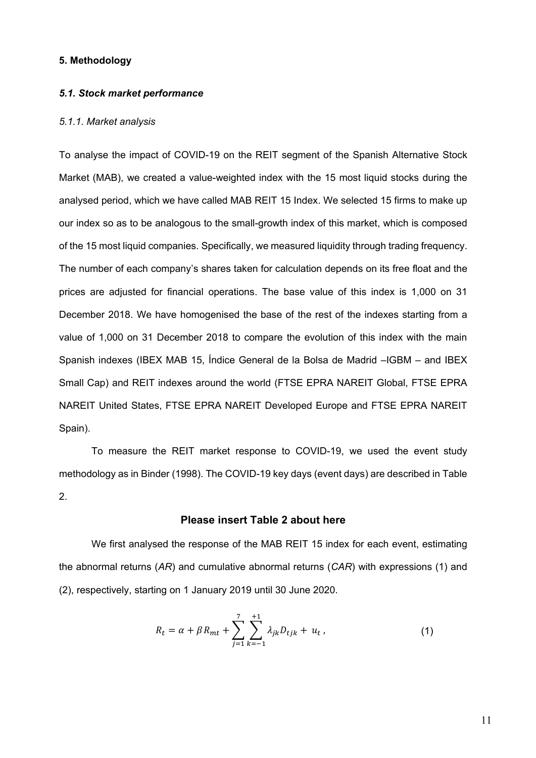## 5. Methodology

### *5.1. Stock market performance*

#### *5.1.1. Market analysis*

To analyse the impact of COVID-19 on the REIT segment of the Spanish Alternative Stock Market (MAB), we created a value-weighted index with the 15 most liquid stocks during the analysed period, which we have called MAB REIT 15 Index. We selected 15 firms to make up our index so as to be analogous to the small-growth index of this market, which is composed of the 15 most liquid companies. Specifically, we measured liquidity through trading frequency. The number of each company's shares taken for calculation depends on its free float and the prices are adjusted for financial operations. The base value of this index is 1,000 on 31 December 2018. We have homogenised the base of the rest of the indexes starting from a value of 1,000 on 31 December 2018 to compare the evolution of this index with the main Spanish indexes (IBEX MAB 15, Índice General de la Bolsa de Madrid –IGBM – and IBEX Small Cap) and REIT indexes around the world (FTSE EPRA NAREIT Global, FTSE EPRA NAREIT United States, FTSE EPRA NAREIT Developed Europe and FTSE EPRA NAREIT Spain).

To measure the REIT market response to COVID-19, we used the event study methodology as in Binder (1998). The COVID-19 key days (event days) are described in Table 2.

**Please insert Table 2 about here**

We first analysed the response of the MAB REIT 15 index for each event, estimating the abnormal returns (*AR*) and cumulative abnormal returns (*CAR*) with expressions (1) and (2), respectively, starting on 1 January 2019 until 30 June 2020.

$$R_t = \alpha + \beta R_{mt} + \sum_{j=1}^{7} \sum_{k=-1}^{+1} \lambda_{jk} D_{tjk} + u_t \,, \tag{1}$$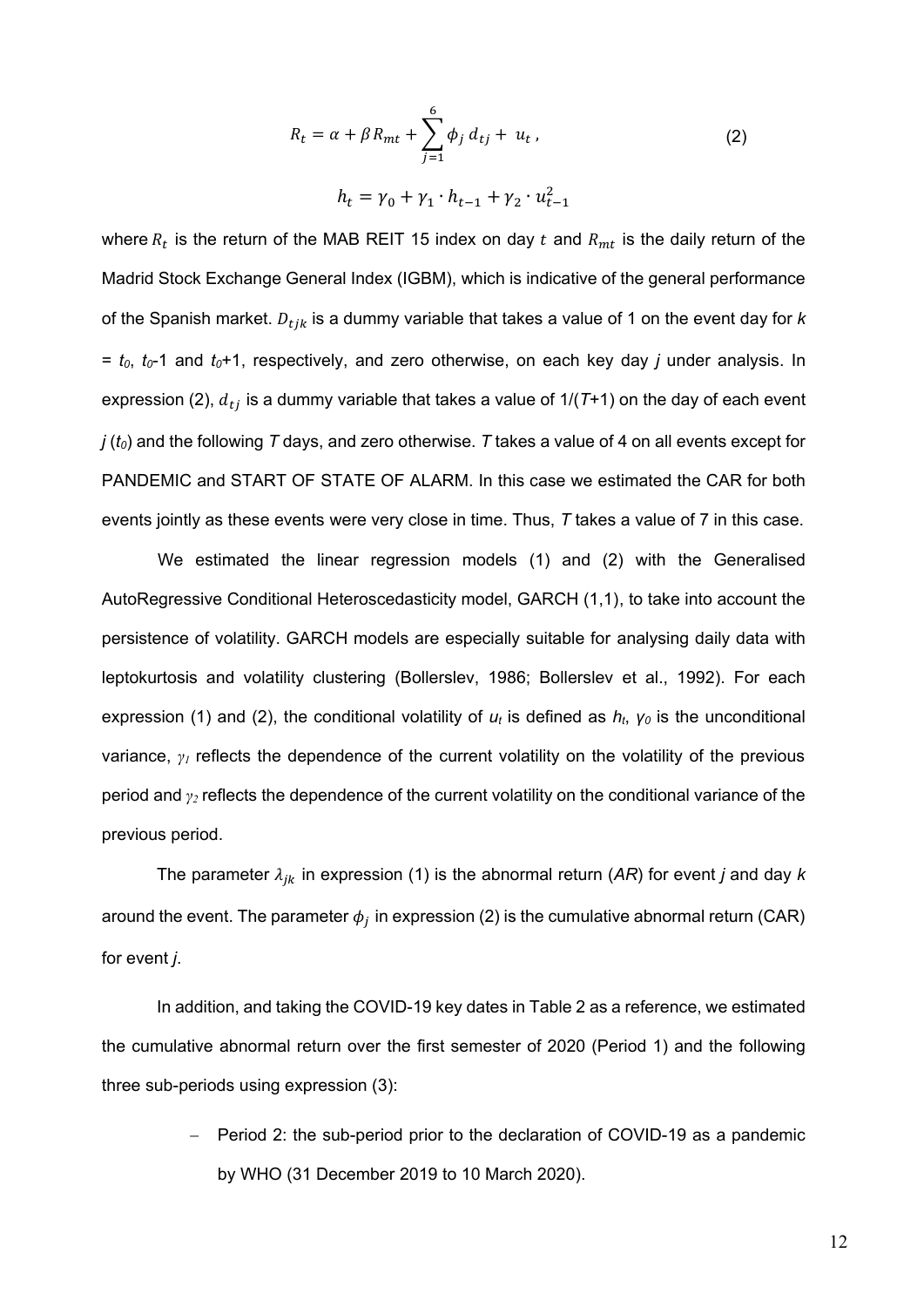$$R_t = \alpha + \beta R_{mt} + \sum_{j=1}^{6} \phi_j \, d_{tj} + u_t \, , \tag{2}$$

$$h_t = \gamma_0 + \gamma_1 \cdot h_{t-1} + \gamma_2 \cdot u_{t-1}^2$$

where $R_t$ is the return of the MAB REIT 15 index on day $t$ and $R_{mt}$ is the daily return of the Madrid Stock Exchange General Index (IGBM), which is indicative of the general performance of the Spanish market. $D_{tjk}$ is a dummy variable that takes a value of 1 on the event day for $k$ = $t_0$, $t_0$-1 and $t_0$+1, respectively, and zero otherwise, on each key day $j$ under analysis. In expression (2), $d_{tj}$ is a dummy variable that takes a value of 1/($T$+1) on the day of each event $j$ ($t_0$) and the following $T$ days, and zero otherwise. $T$ takes a value of 4 on all events except for PANDEMIC and START OF STATE OF ALARM. In this case we estimated the CAR for both events jointly as these events were very close in time. Thus, $T$ takes a value of 7 in this case.

We estimated the linear regression models (1) and (2) with the Generalised AutoRegressive Conditional Heteroscedasticity model, GARCH (1,1), to take into account the persistence of volatility. GARCH models are especially suitable for analysing daily data with leptokurtosis and volatility clustering (Bollerslev, 1986; Bollerslev et al., 1992). For each expression (1) and (2), the conditional volatility of $u_t$ is defined as $h_t$, $\gamma_0$ is the unconditional variance, $\gamma_1$ reflects the dependence of the current volatility on the volatility of the previous period and $\gamma_2$ reflects the dependence of the current volatility on the conditional variance of the previous period.

The parameter $\lambda_{jk}$ in expression (1) is the abnormal return (*AR*) for event $j$ and day $k$ around the event. The parameter $\phi_j$ in expression (2) is the cumulative abnormal return (CAR) for event $j$.

In addition, and taking the COVID-19 key dates in Table 2 as a reference, we estimated the cumulative abnormal return over the first semester of 2020 (Period 1) and the following three sub-periods using expression (3):

- Period 2: the sub-period prior to the declaration of COVID-19 as a pandemic by WHO (31 December 2019 to 10 March 2020).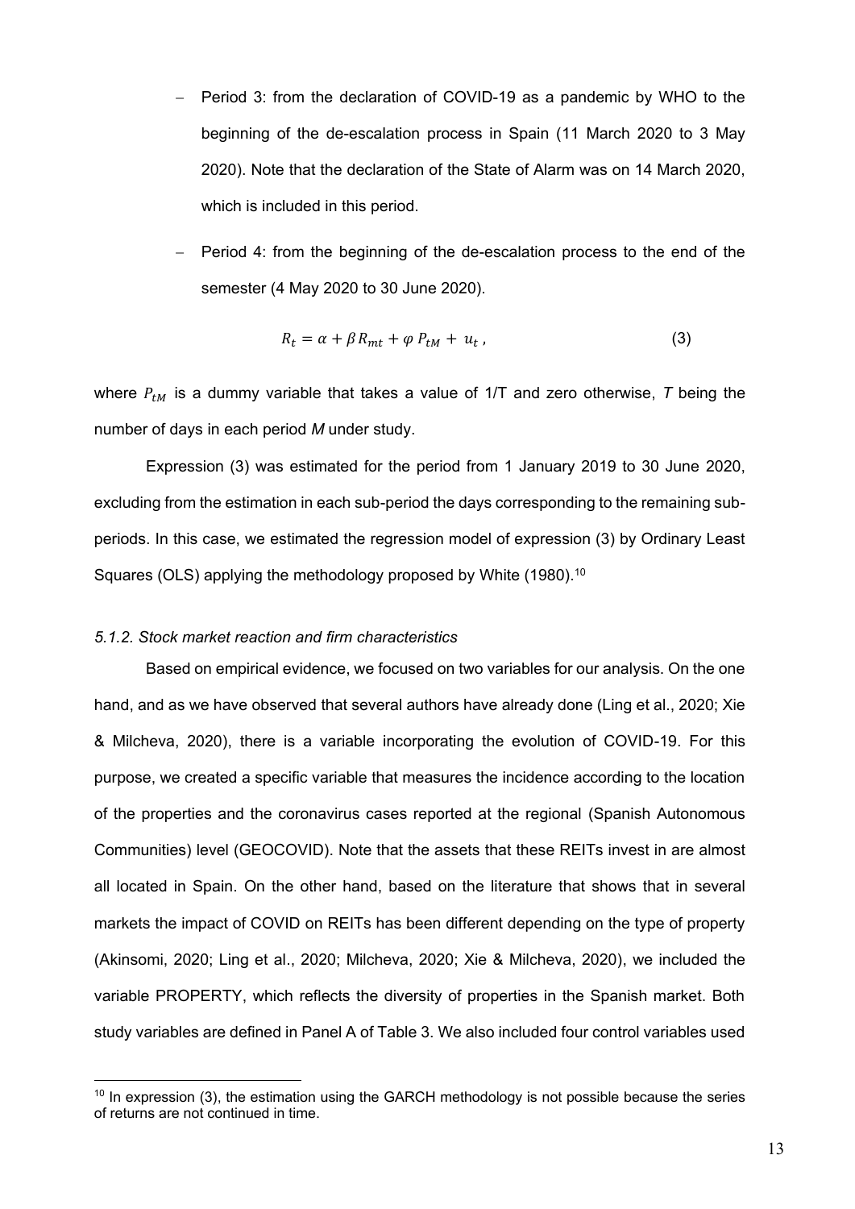- Period 3: from the declaration of COVID-19 as a pandemic by WHO to the beginning of the de-escalation process in Spain (11 March 2020 to 3 May 2020). Note that the declaration of the State of Alarm was on 14 March 2020, which is included in this period.

- Period 4: from the beginning of the de-escalation process to the end of the semester (4 May 2020 to 30 June 2020).

$$R_t = \alpha + \beta R_{mt} + \varphi P_{tM} + u_t \,, \tag{3}$$

where $P_{tM}$ is a dummy variable that takes a value of 1/T and zero otherwise, *T* being the number of days in each period *M* under study.

Expression (3) was estimated for the period from 1 January 2019 to 30 June 2020, excluding from the estimation in each sub-period the days corresponding to the remaining sub-periods. In this case, we estimated the regression model of expression (3) by Ordinary Least Squares (OLS) applying the methodology proposed by White (1980).[10]

#### *5.1.2. Stock market reaction and firm characteristics*

Based on empirical evidence, we focused on two variables for our analysis. On the one hand, and as we have observed that several authors have already done (Ling et al., 2020; Xie & Milcheva, 2020), there is a variable incorporating the evolution of COVID-19. For this purpose, we created a specific variable that measures the incidence according to the location of the properties and the coronavirus cases reported at the regional (Spanish Autonomous Communities) level (GEOCOVID). Note that the assets that these REITs invest in are almost all located in Spain. On the other hand, based on the literature that shows that in several markets the impact of COVID on REITs has been different depending on the type of property (Akinsomi, 2020; Ling et al., 2020; Milcheva, 2020; Xie & Milcheva, 2020), we included the variable PROPERTY, which reflects the diversity of properties in the Spanish market. Both study variables are defined in Panel A of Table 3. We also included four control variables used

[10] In expression (3), the estimation using the GARCH methodology is not possible because the series of returns are not continued in time.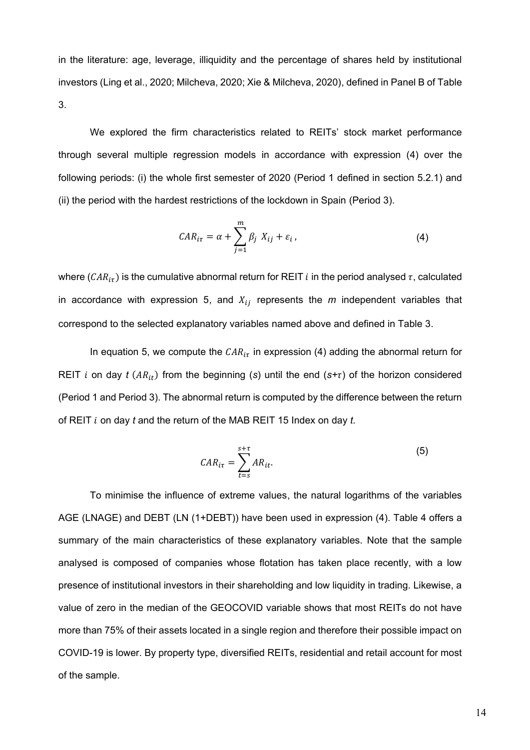in the literature: age, leverage, illiquidity and the percentage of shares held by institutional investors (Ling et al., 2020; Milcheva, 2020; Xie & Milcheva, 2020), defined in Panel B of Table 3.

We explored the firm characteristics related to REITs' stock market performance through several multiple regression models in accordance with expression (4) over the following periods: (i) the whole first semester of 2020 (Period 1 defined in section 5.2.1) and (ii) the period with the hardest restrictions of the lockdown in Spain (Period 3).

$$CAR_{i\tau} = \alpha + \sum_{j=1}^{m} \beta_j \ X_{ij} + \varepsilon_i \,, \tag{4}$$

where ($CAR_{i\tau}$) is the cumulative abnormal return for REIT $i$ in the period analysed $\tau$, calculated in accordance with expression 5, and $X_{ij}$ represents the *m* independent variables that correspond to the selected explanatory variables named above and defined in Table 3.

In equation 5, we compute the $CAR_{i\tau}$ in expression (4) adding the abnormal return for REIT $i$ on day *t* ($AR_{it}$) from the beginning (*s*) until the end ($s$+$\tau$) of the horizon considered (Period 1 and Period 3). The abnormal return is computed by the difference between the return of REIT $i$ on day *t* and the return of the MAB REIT 15 Index on day *t*.

$$CAR_{i\tau} = \sum_{t=s}^{s+\tau} AR_{it}. \tag{5}$$

To minimise the influence of extreme values, the natural logarithms of the variables AGE (LNAGE) and DEBT (LN (1+DEBT)) have been used in expression (4). Table 4 offers a summary of the main characteristics of these explanatory variables. Note that the sample analysed is composed of companies whose flotation has taken place recently, with a low presence of institutional investors in their shareholding and low liquidity in trading. Likewise, a value of zero in the median of the GEOCOVID variable shows that most REITs do not have more than 75% of their assets located in a single region and therefore their possible impact on COVID-19 is lower. By property type, diversified REITs, residential and retail account for most of the sample.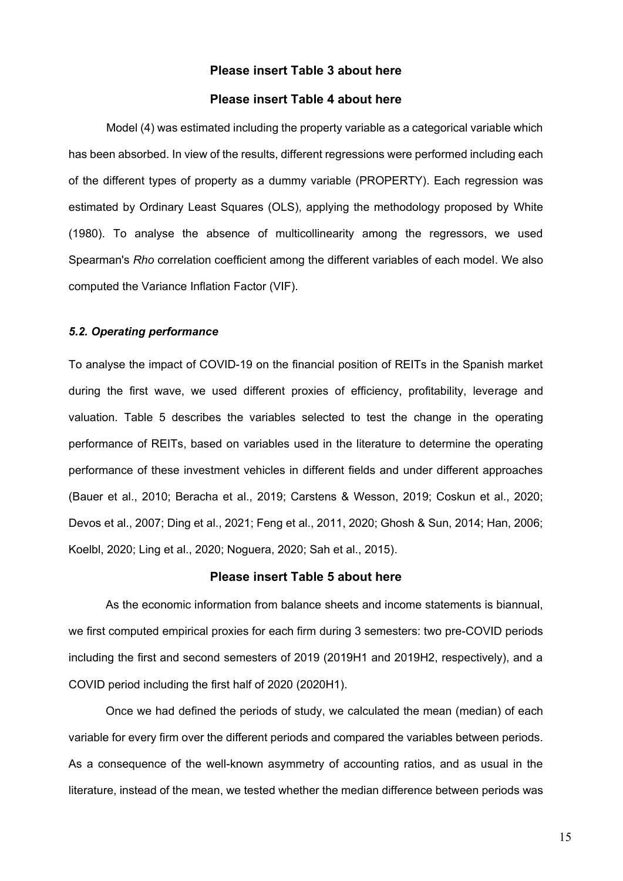**Please insert Table 3 about here**

**Please insert Table 4 about here**

Model (4) was estimated including the property variable as a categorical variable which has been absorbed. In view of the results, different regressions were performed including each of the different types of property as a dummy variable (PROPERTY). Each regression was estimated by Ordinary Least Squares (OLS), applying the methodology proposed by White (1980). To analyse the absence of multicollinearity among the regressors, we used Spearman's *Rho* correlation coefficient among the different variables of each model. We also computed the Variance Inflation Factor (VIF).

### *5.2. Operating performance*

To analyse the impact of COVID-19 on the financial position of REITs in the Spanish market during the first wave, we used different proxies of efficiency, profitability, leverage and valuation. Table 5 describes the variables selected to test the change in the operating performance of REITs, based on variables used in the literature to determine the operating performance of these investment vehicles in different fields and under different approaches (Bauer et al., 2010; Beracha et al., 2019; Carstens & Wesson, 2019; Coskun et al., 2020; Devos et al., 2007; Ding et al., 2021; Feng et al., 2011, 2020; Ghosh & Sun, 2014; Han, 2006; Koelbl, 2020; Ling et al., 2020; Noguera, 2020; Sah et al., 2015).

**Please insert Table 5 about here**

As the economic information from balance sheets and income statements is biannual, we first computed empirical proxies for each firm during 3 semesters: two pre-COVID periods including the first and second semesters of 2019 (2019H1 and 2019H2, respectively), and a COVID period including the first half of 2020 (2020H1).

Once we had defined the periods of study, we calculated the mean (median) of each variable for every firm over the different periods and compared the variables between periods. As a consequence of the well-known asymmetry of accounting ratios, and as usual in the literature, instead of the mean, we tested whether the median difference between periods was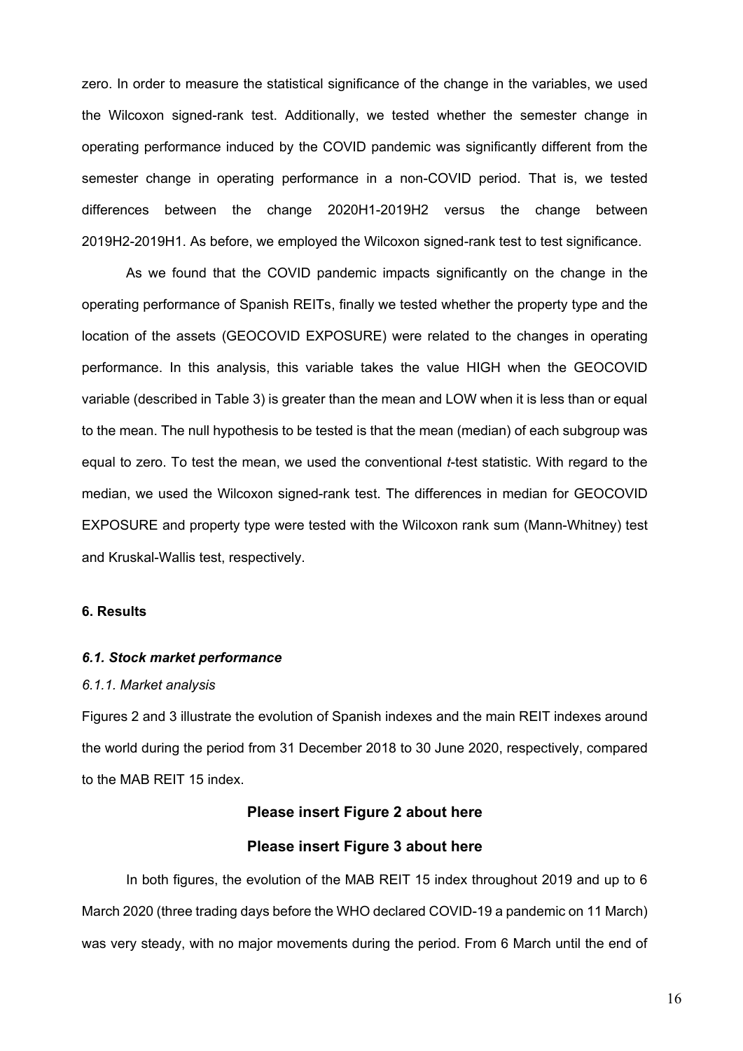zero. In order to measure the statistical significance of the change in the variables, we used the Wilcoxon signed-rank test. Additionally, we tested whether the semester change in operating performance induced by the COVID pandemic was significantly different from the semester change in operating performance in a non-COVID period. That is, we tested differences between the change 2020H1-2019H2 versus the change between 2019H2-2019H1. As before, we employed the Wilcoxon signed-rank test to test significance.

As we found that the COVID pandemic impacts significantly on the change in the operating performance of Spanish REITs, finally we tested whether the property type and the location of the assets (GEOCOVID EXPOSURE) were related to the changes in operating performance. In this analysis, this variable takes the value HIGH when the GEOCOVID variable (described in Table 3) is greater than the mean and LOW when it is less than or equal to the mean. The null hypothesis to be tested is that the mean (median) of each subgroup was equal to zero. To test the mean, we used the conventional *t*-test statistic. With regard to the median, we used the Wilcoxon signed-rank test. The differences in median for GEOCOVID EXPOSURE and property type were tested with the Wilcoxon rank sum (Mann-Whitney) test and Kruskal-Wallis test, respectively.

## 6. Results

### *6.1. Stock market performance*

#### *6.1.1. Market analysis*

Figures 2 and 3 illustrate the evolution of Spanish indexes and the main REIT indexes around the world during the period from 31 December 2018 to 30 June 2020, respectively, compared to the MAB REIT 15 index.

**Please insert Figure 2 about here**

**Please insert Figure 3 about here**

In both figures, the evolution of the MAB REIT 15 index throughout 2019 and up to 6 March 2020 (three trading days before the WHO declared COVID-19 a pandemic on 11 March) was very steady, with no major movements during the period. From 6 March until the end of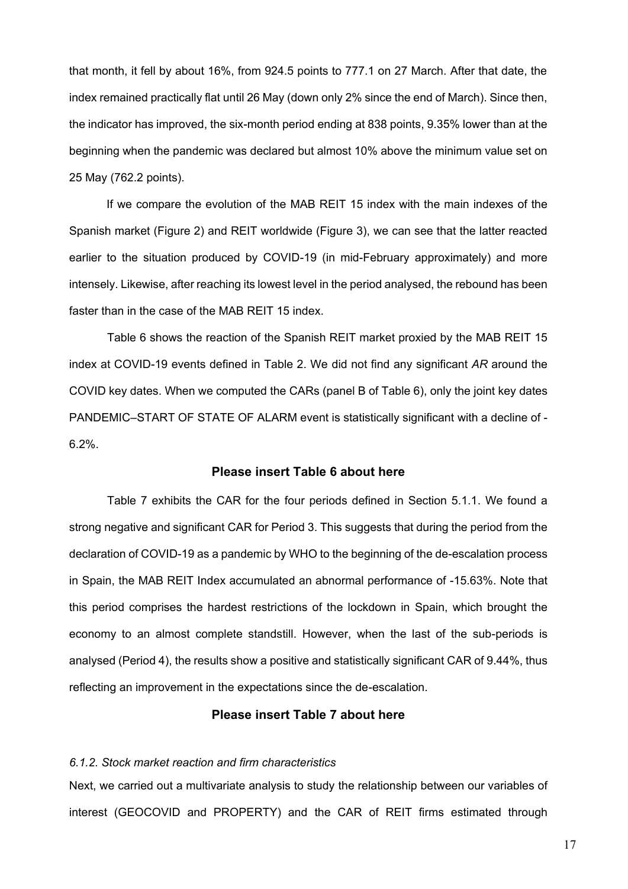that month, it fell by about 16%, from 924.5 points to 777.1 on 27 March. After that date, the index remained practically flat until 26 May (down only 2% since the end of March). Since then, the indicator has improved, the six-month period ending at 838 points, 9.35% lower than at the beginning when the pandemic was declared but almost 10% above the minimum value set on 25 May (762.2 points).

If we compare the evolution of the MAB REIT 15 index with the main indexes of the Spanish market (Figure 2) and REIT worldwide (Figure 3), we can see that the latter reacted earlier to the situation produced by COVID-19 (in mid-February approximately) and more intensely. Likewise, after reaching its lowest level in the period analysed, the rebound has been faster than in the case of the MAB REIT 15 index.

Table 6 shows the reaction of the Spanish REIT market proxied by the MAB REIT 15 index at COVID-19 events defined in Table 2. We did not find any significant *AR* around the COVID key dates. When we computed the CARs (panel B of Table 6), only the joint key dates PANDEMIC–START OF STATE OF ALARM event is statistically significant with a decline of -6.2%.

**Please insert Table 6 about here**

Table 7 exhibits the CAR for the four periods defined in Section 5.1.1. We found a strong negative and significant CAR for Period 3. This suggests that during the period from the declaration of COVID-19 as a pandemic by WHO to the beginning of the de-escalation process in Spain, the MAB REIT Index accumulated an abnormal performance of -15.63%. Note that this period comprises the hardest restrictions of the lockdown in Spain, which brought the economy to an almost complete standstill. However, when the last of the sub-periods is analysed (Period 4), the results show a positive and statistically significant CAR of 9.44%, thus reflecting an improvement in the expectations since the de-escalation.

**Please insert Table 7 about here**

#### *6.1.2. Stock market reaction and firm characteristics*

Next, we carried out a multivariate analysis to study the relationship between our variables of interest (GEOCOVID and PROPERTY) and the CAR of REIT firms estimated through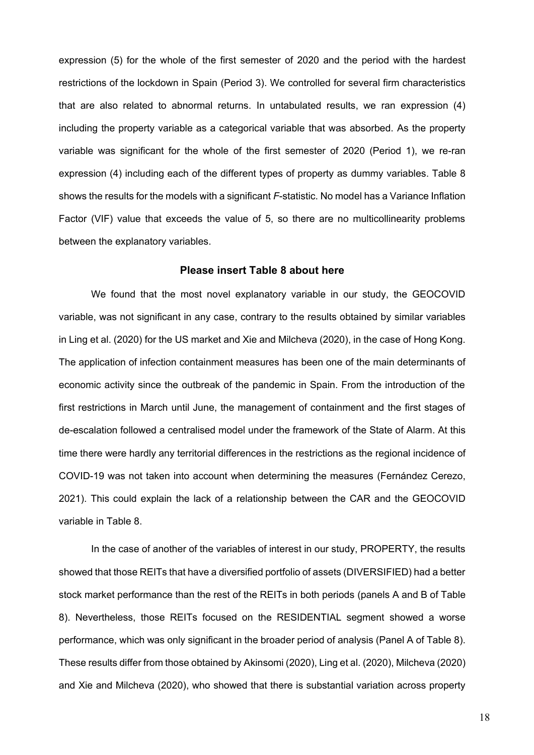expression (5) for the whole of the first semester of 2020 and the period with the hardest restrictions of the lockdown in Spain (Period 3). We controlled for several firm characteristics that are also related to abnormal returns. In untabulated results, we ran expression (4) including the property variable as a categorical variable that was absorbed. As the property variable was significant for the whole of the first semester of 2020 (Period 1), we re-ran expression (4) including each of the different types of property as dummy variables. Table 8 shows the results for the models with a significant *F*-statistic. No model has a Variance Inflation Factor (VIF) value that exceeds the value of 5, so there are no multicollinearity problems between the explanatory variables.

**Please insert Table 8 about here**

We found that the most novel explanatory variable in our study, the GEOCOVID variable, was not significant in any case, contrary to the results obtained by similar variables in Ling et al. (2020) for the US market and Xie and Milcheva (2020), in the case of Hong Kong. The application of infection containment measures has been one of the main determinants of economic activity since the outbreak of the pandemic in Spain. From the introduction of the first restrictions in March until June, the management of containment and the first stages of de-escalation followed a centralised model under the framework of the State of Alarm. At this time there were hardly any territorial differences in the restrictions as the regional incidence of COVID-19 was not taken into account when determining the measures (Fernández Cerezo, 2021). This could explain the lack of a relationship between the CAR and the GEOCOVID variable in Table 8.

In the case of another of the variables of interest in our study, PROPERTY, the results showed that those REITs that have a diversified portfolio of assets (DIVERSIFIED) had a better stock market performance than the rest of the REITs in both periods (panels A and B of Table 8). Nevertheless, those REITs focused on the RESIDENTIAL segment showed a worse performance, which was only significant in the broader period of analysis (Panel A of Table 8). These results differ from those obtained by Akinsomi (2020), Ling et al. (2020), Milcheva (2020) and Xie and Milcheva (2020), who showed that there is substantial variation across property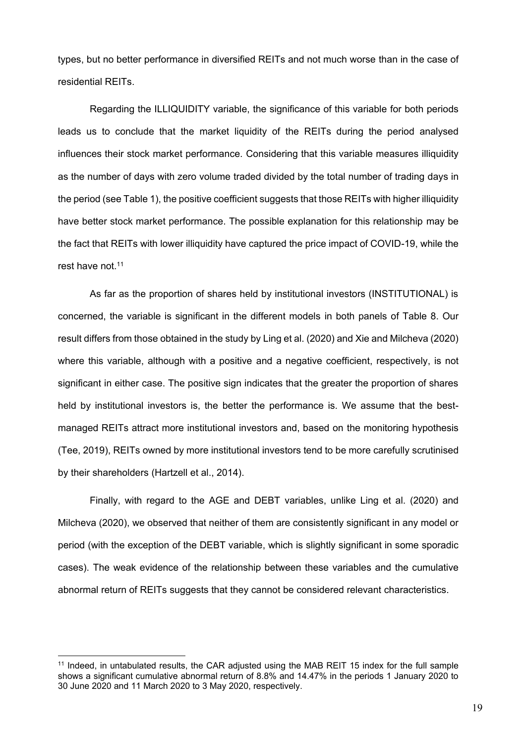types, but no better performance in diversified REITs and not much worse than in the case of residential REITs.

Regarding the ILLIQUIDITY variable, the significance of this variable for both periods leads us to conclude that the market liquidity of the REITs during the period analysed influences their stock market performance. Considering that this variable measures illiquidity as the number of days with zero volume traded divided by the total number of trading days in the period (see Table 1), the positive coefficient suggests that those REITs with higher illiquidity have better stock market performance. The possible explanation for this relationship may be the fact that REITs with lower illiquidity have captured the price impact of COVID-19, while the rest have not.[11]

As far as the proportion of shares held by institutional investors (INSTITUTIONAL) is concerned, the variable is significant in the different models in both panels of Table 8. Our result differs from those obtained in the study by Ling et al. (2020) and Xie and Milcheva (2020) where this variable, although with a positive and a negative coefficient, respectively, is not significant in either case. The positive sign indicates that the greater the proportion of shares held by institutional investors is, the better the performance is. We assume that the best-managed REITs attract more institutional investors and, based on the monitoring hypothesis (Tee, 2019), REITs owned by more institutional investors tend to be more carefully scrutinised by their shareholders (Hartzell et al., 2014).

Finally, with regard to the AGE and DEBT variables, unlike Ling et al. (2020) and Milcheva (2020), we observed that neither of them are consistently significant in any model or period (with the exception of the DEBT variable, which is slightly significant in some sporadic cases). The weak evidence of the relationship between these variables and the cumulative abnormal return of REITs suggests that they cannot be considered relevant characteristics.

[11] Indeed, in untabulated results, the CAR adjusted using the MAB REIT 15 index for the full sample shows a significant cumulative abnormal return of 8.8% and 14.47% in the periods 1 January 2020 to 30 June 2020 and 11 March 2020 to 3 May 2020, respectively.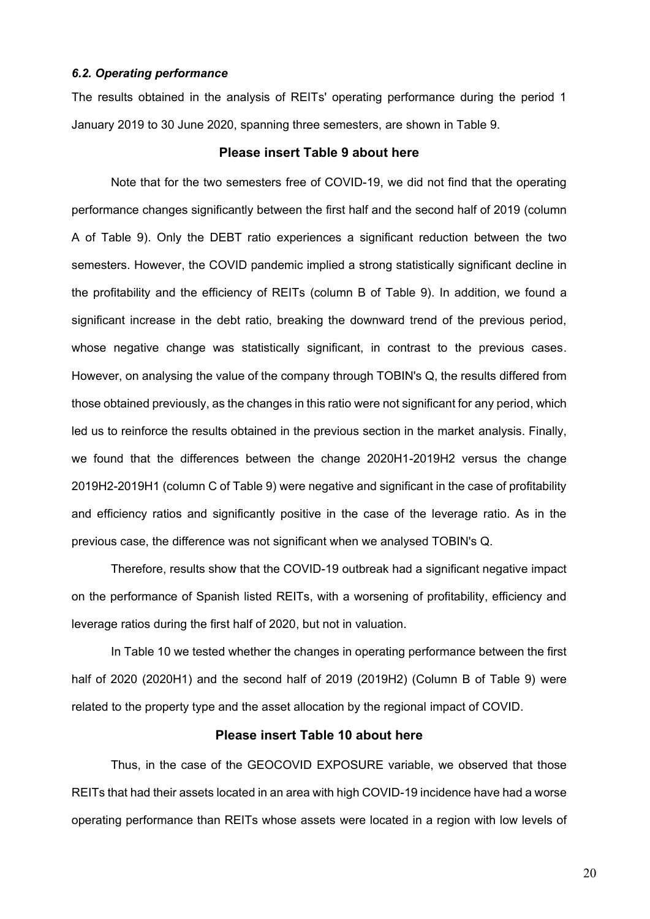### *6.2. Operating performance*

The results obtained in the analysis of REITs' operating performance during the period 1 January 2019 to 30 June 2020, spanning three semesters, are shown in Table 9.

**Please insert Table 9 about here**

Note that for the two semesters free of COVID-19, we did not find that the operating performance changes significantly between the first half and the second half of 2019 (column A of Table 9). Only the DEBT ratio experiences a significant reduction between the two semesters. However, the COVID pandemic implied a strong statistically significant decline in the profitability and the efficiency of REITs (column B of Table 9). In addition, we found a significant increase in the debt ratio, breaking the downward trend of the previous period, whose negative change was statistically significant, in contrast to the previous cases. However, on analysing the value of the company through TOBIN's Q, the results differed from those obtained previously, as the changes in this ratio were not significant for any period, which led us to reinforce the results obtained in the previous section in the market analysis. Finally, we found that the differences between the change 2020H1-2019H2 versus the change 2019H2-2019H1 (column C of Table 9) were negative and significant in the case of profitability and efficiency ratios and significantly positive in the case of the leverage ratio. As in the previous case, the difference was not significant when we analysed TOBIN's Q.

Therefore, results show that the COVID-19 outbreak had a significant negative impact on the performance of Spanish listed REITs, with a worsening of profitability, efficiency and leverage ratios during the first half of 2020, but not in valuation.

In Table 10 we tested whether the changes in operating performance between the first half of 2020 (2020H1) and the second half of 2019 (2019H2) (Column B of Table 9) were related to the property type and the asset allocation by the regional impact of COVID.

**Please insert Table 10 about here**

Thus, in the case of the GEOCOVID EXPOSURE variable, we observed that those REITs that had their assets located in an area with high COVID-19 incidence have had a worse operating performance than REITs whose assets were located in a region with low levels of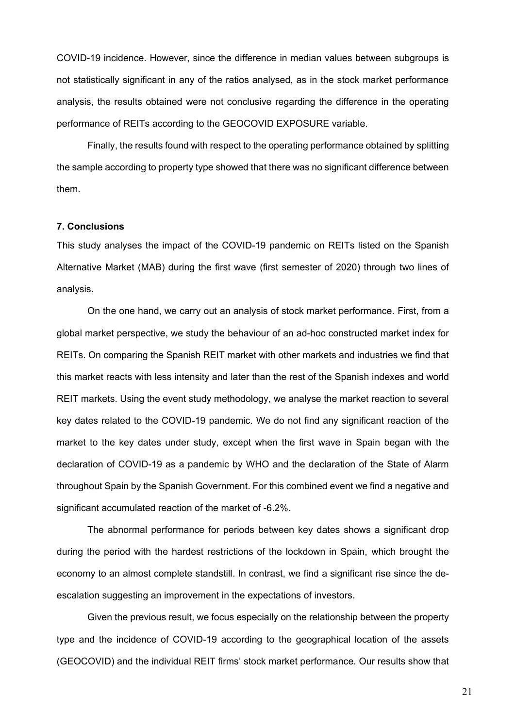COVID-19 incidence. However, since the difference in median values between subgroups is not statistically significant in any of the ratios analysed, as in the stock market performance analysis, the results obtained were not conclusive regarding the difference in the operating performance of REITs according to the GEOCOVID EXPOSURE variable.

Finally, the results found with respect to the operating performance obtained by splitting the sample according to property type showed that there was no significant difference between them.

### 7. Conclusions

This study analyses the impact of the COVID-19 pandemic on REITs listed on the Spanish Alternative Market (MAB) during the first wave (first semester of 2020) through two lines of analysis.

On the one hand, we carry out an analysis of stock market performance. First, from a global market perspective, we study the behaviour of an ad-hoc constructed market index for REITs. On comparing the Spanish REIT market with other markets and industries we find that this market reacts with less intensity and later than the rest of the Spanish indexes and world REIT markets. Using the event study methodology, we analyse the market reaction to several key dates related to the COVID-19 pandemic. We do not find any significant reaction of the market to the key dates under study, except when the first wave in Spain began with the declaration of COVID-19 as a pandemic by WHO and the declaration of the State of Alarm throughout Spain by the Spanish Government. For this combined event we find a negative and significant accumulated reaction of the market of -6.2%.

The abnormal performance for periods between key dates shows a significant drop during the period with the hardest restrictions of the lockdown in Spain, which brought the economy to an almost complete standstill. In contrast, we find a significant rise since the de-escalation suggesting an improvement in the expectations of investors.

Given the previous result, we focus especially on the relationship between the property type and the incidence of COVID-19 according to the geographical location of the assets (GEOCOVID) and the individual REIT firms' stock market performance. Our results show that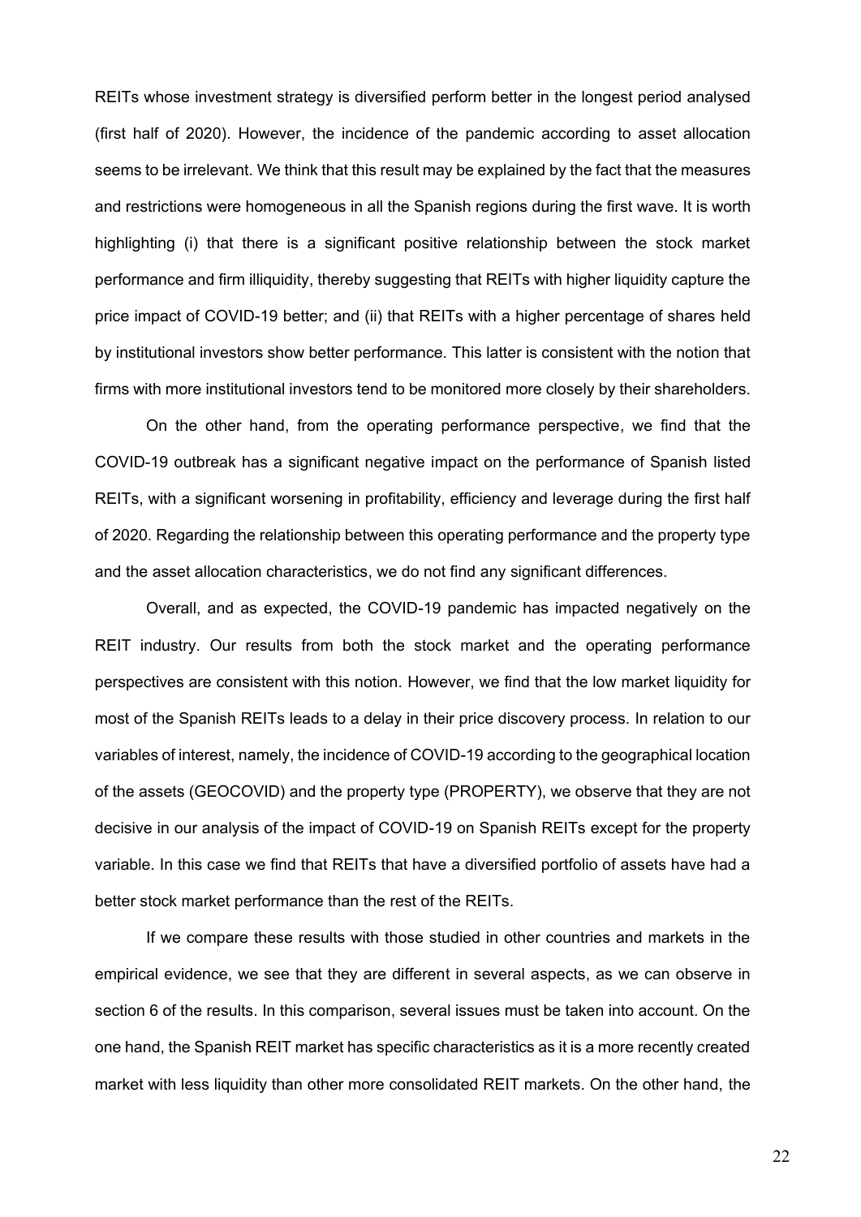REITs whose investment strategy is diversified perform better in the longest period analysed (first half of 2020). However, the incidence of the pandemic according to asset allocation seems to be irrelevant. We think that this result may be explained by the fact that the measures and restrictions were homogeneous in all the Spanish regions during the first wave. It is worth highlighting (i) that there is a significant positive relationship between the stock market performance and firm illiquidity, thereby suggesting that REITs with higher liquidity capture the price impact of COVID-19 better; and (ii) that REITs with a higher percentage of shares held by institutional investors show better performance. This latter is consistent with the notion that firms with more institutional investors tend to be monitored more closely by their shareholders.

On the other hand, from the operating performance perspective, we find that the COVID-19 outbreak has a significant negative impact on the performance of Spanish listed REITs, with a significant worsening in profitability, efficiency and leverage during the first half of 2020. Regarding the relationship between this operating performance and the property type and the asset allocation characteristics, we do not find any significant differences.

Overall, and as expected, the COVID-19 pandemic has impacted negatively on the REIT industry. Our results from both the stock market and the operating performance perspectives are consistent with this notion. However, we find that the low market liquidity for most of the Spanish REITs leads to a delay in their price discovery process. In relation to our variables of interest, namely, the incidence of COVID-19 according to the geographical location of the assets (GEOCOVID) and the property type (PROPERTY), we observe that they are not decisive in our analysis of the impact of COVID-19 on Spanish REITs except for the property variable. In this case we find that REITs that have a diversified portfolio of assets have had a better stock market performance than the rest of the REITs.

If we compare these results with those studied in other countries and markets in the empirical evidence, we see that they are different in several aspects, as we can observe in section 6 of the results. In this comparison, several issues must be taken into account. On the one hand, the Spanish REIT market has specific characteristics as it is a more recently created market with less liquidity than other more consolidated REIT markets. On the other hand, the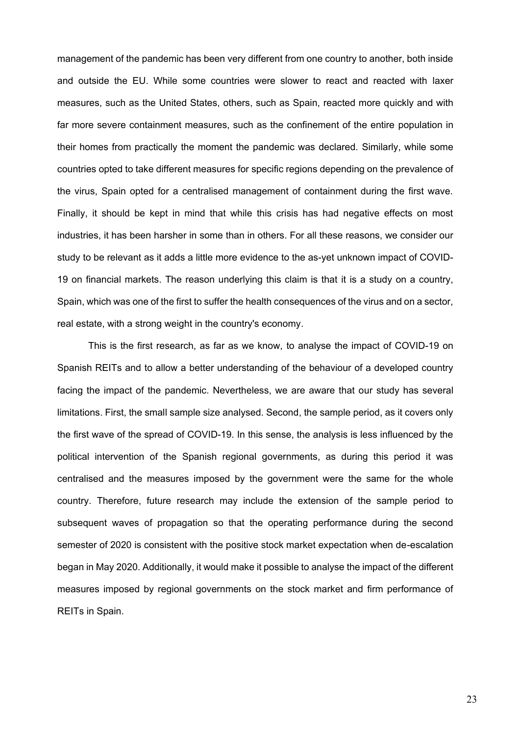management of the pandemic has been very different from one country to another, both inside and outside the EU. While some countries were slower to react and reacted with laxer measures, such as the United States, others, such as Spain, reacted more quickly and with far more severe containment measures, such as the confinement of the entire population in their homes from practically the moment the pandemic was declared. Similarly, while some countries opted to take different measures for specific regions depending on the prevalence of the virus, Spain opted for a centralised management of containment during the first wave. Finally, it should be kept in mind that while this crisis has had negative effects on most industries, it has been harsher in some than in others. For all these reasons, we consider our study to be relevant as it adds a little more evidence to the as-yet unknown impact of COVID-19 on financial markets. The reason underlying this claim is that it is a study on a country, Spain, which was one of the first to suffer the health consequences of the virus and on a sector, real estate, with a strong weight in the country's economy.

This is the first research, as far as we know, to analyse the impact of COVID-19 on Spanish REITs and to allow a better understanding of the behaviour of a developed country facing the impact of the pandemic. Nevertheless, we are aware that our study has several limitations. First, the small sample size analysed. Second, the sample period, as it covers only the first wave of the spread of COVID-19. In this sense, the analysis is less influenced by the political intervention of the Spanish regional governments, as during this period it was centralised and the measures imposed by the government were the same for the whole country. Therefore, future research may include the extension of the sample period to subsequent waves of propagation so that the operating performance during the second semester of 2020 is consistent with the positive stock market expectation when de-escalation began in May 2020. Additionally, it would make it possible to analyse the impact of the different measures imposed by regional governments on the stock market and firm performance of REITs in Spain.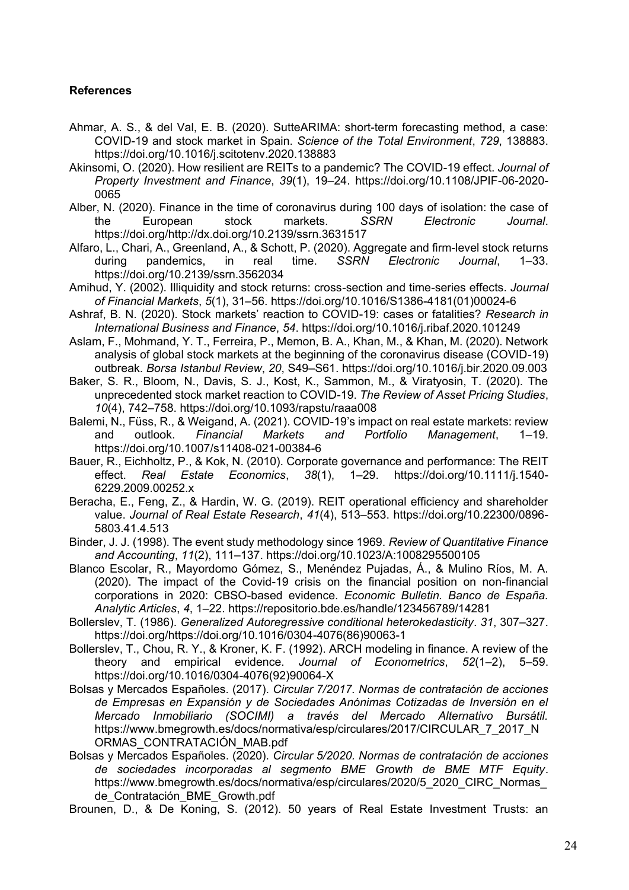**References**

Ahmar, A. S., & del Val, E. B. (2020). SutteARIMA: short-term forecasting method, a case: COVID-19 and stock market in Spain. *Science of the Total Environment*, *729*, 138883. https://doi.org/10.1016/j.scitotenv.2020.138883

Akinsomi, O. (2020). How resilient are REITs to a pandemic? The COVID-19 effect. *Journal of Property Investment and Finance*, *39*(1), 19–24. https://doi.org/10.1108/JPIF-06-2020-0065

Alber, N. (2020). Finance in the time of coronavirus during 100 days of isolation: the case of the European stock markets. *SSRN Electronic Journal*. https://doi.org/http://dx.doi.org/10.2139/ssrn.3631517

Alfaro, L., Chari, A., Greenland, A., & Schott, P. (2020). Aggregate and firm-level stock returns during pandemics, in real time. *SSRN Electronic Journal*, 1–33. https://doi.org/10.2139/ssrn.3562034

Amihud, Y. (2002). Illiquidity and stock returns: cross-section and time-series effects. *Journal of Financial Markets*, *5*(1), 31–56. https://doi.org/10.1016/S1386-4181(01)00024-6

Ashraf, B. N. (2020). Stock markets' reaction to COVID-19: cases or fatalities? *Research in International Business and Finance*, *54*. https://doi.org/10.1016/j.ribaf.2020.101249

Aslam, F., Mohmand, Y. T., Ferreira, P., Memon, B. A., Khan, M., & Khan, M. (2020). Network analysis of global stock markets at the beginning of the coronavirus disease (COVID-19) outbreak. *Borsa Istanbul Review*, *20*, S49–S61. https://doi.org/10.1016/j.bir.2020.09.003

Baker, S. R., Bloom, N., Davis, S. J., Kost, K., Sammon, M., & Viratyosin, T. (2020). The unprecedented stock market reaction to COVID-19. *The Review of Asset Pricing Studies*, *10*(4), 742–758. https://doi.org/10.1093/rapstu/raaa008

Balemi, N., Füss, R., & Weigand, A. (2021). COVID-19's impact on real estate markets: review and outlook. *Financial Markets and Portfolio Management*, 1–19. https://doi.org/10.1007/s11408-021-00384-6

Bauer, R., Eichholtz, P., & Kok, N. (2010). Corporate governance and performance: The REIT effect. *Real Estate Economics*, *38*(1), 1–29. https://doi.org/10.1111/j.1540-6229.2009.00252.x

Beracha, E., Feng, Z., & Hardin, W. G. (2019). REIT operational efficiency and shareholder value. *Journal of Real Estate Research*, *41*(4), 513–553. https://doi.org/10.22300/0896-5803.41.4.513

Binder, J. J. (1998). The event study methodology since 1969. *Review of Quantitative Finance and Accounting*, *11*(2), 111–137. https://doi.org/10.1023/A:1008295500105

Blanco Escolar, R., Mayordomo Gómez, S., Menéndez Pujadas, Á., & Mulino Ríos, M. A. (2020). The impact of the Covid-19 crisis on the financial position on non-financial corporations in 2020: CBSO-based evidence. *Economic Bulletin. Banco de España. Analytic Articles*, *4*, 1–22. https://repositorio.bde.es/handle/123456789/14281

Bollerslev, T. (1986). *Generalized Autoregressive conditional heterokedasticity*. *31*, 307–327. https://doi.org/https://doi.org/10.1016/0304-4076(86)90063-1

Bollerslev, T., Chou, R. Y., & Kroner, K. F. (1992). ARCH modeling in finance. A review of the theory and empirical evidence. *Journal of Econometrics*, *52*(1–2), 5–59. https://doi.org/10.1016/0304-4076(92)90064-X

Bolsas y Mercados Españoles. (2017). *Circular 7/2017. Normas de contratación de acciones de Empresas en Expansión y de Sociedades Anónimas Cotizadas de Inversión en el Mercado Inmobiliario (SOCIMI) a través del Mercado Alternativo Bursátil.* https://www.bmegrowth.es/docs/normativa/esp/circulares/2017/CIRCULAR_7_2017_NORMAS_CONTRATACIÓN_MAB.pdf

Bolsas y Mercados Españoles. (2020). *Circular 5/2020. Normas de contratación de acciones de sociedades incorporadas al segmento BME Growth de BME MTF Equity*. https://www.bmegrowth.es/docs/normativa/esp/circulares/2020/5_2020_CIRC_Normas_de_Contratación_BME_Growth.pdf

Brounen, D., & De Koning, S. (2012). 50 years of Real Estate Investment Trusts: an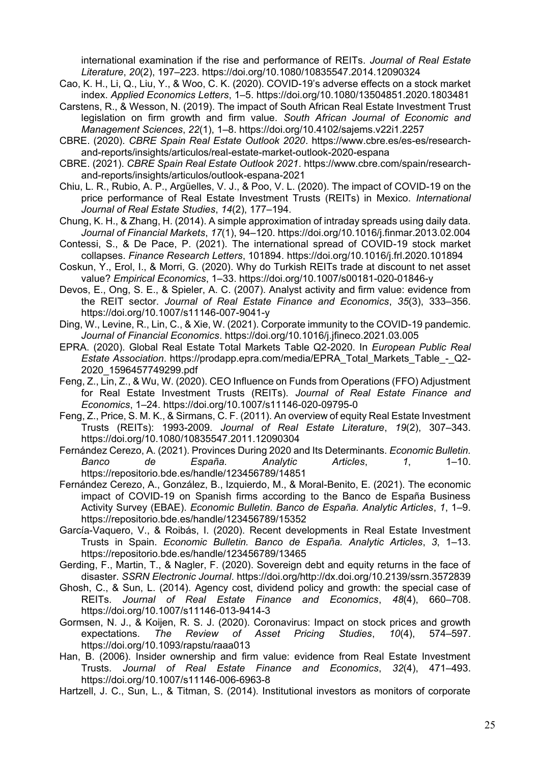international examination if the rise and performance of REITs. *Journal of Real Estate Literature*, *20*(2), 197–223. https://doi.org/10.1080/10835547.2014.12090324

Cao, K. H., Li, Q., Liu, Y., & Woo, C. K. (2020). COVID-19's adverse effects on a stock market index. *Applied Economics Letters*, 1–5. https://doi.org/10.1080/13504851.2020.1803481

Carstens, R., & Wesson, N. (2019). The impact of South African Real Estate Investment Trust legislation on firm growth and firm value. *South African Journal of Economic and Management Sciences*, *22*(1), 1–8. https://doi.org/10.4102/sajems.v22i1.2257

CBRE. (2020). *CBRE Spain Real Estate Outlook 2020*. https://www.cbre.es/es-es/research-and-reports/insights/articulos/real-estate-market-outlook-2020-espana

CBRE. (2021). *CBRE Spain Real Estate Outlook 2021*. https://www.cbre.com/spain/research-and-reports/insights/articulos/outlook-espana-2021

Chiu, L. R., Rubio, A. P., Argüelles, V. J., & Poo, V. L. (2020). The impact of COVID-19 on the price performance of Real Estate Investment Trusts (REITs) in Mexico. *International Journal of Real Estate Studies*, *14*(2), 177–194.

Chung, K. H., & Zhang, H. (2014). A simple approximation of intraday spreads using daily data. *Journal of Financial Markets*, *17*(1), 94–120. https://doi.org/10.1016/j.finmar.2013.02.004

Contessi, S., & De Pace, P. (2021). The international spread of COVID-19 stock market collapses. *Finance Research Letters*, 101894. https://doi.org/10.1016/j.frl.2020.101894

Coskun, Y., Erol, I., & Morri, G. (2020). Why do Turkish REITs trade at discount to net asset value? *Empirical Economics*, 1–33. https://doi.org/10.1007/s00181-020-01846-y

Devos, E., Ong, S. E., & Spieler, A. C. (2007). Analyst activity and firm value: evidence from the REIT sector. *Journal of Real Estate Finance and Economics*, *35*(3), 333–356. https://doi.org/10.1007/s11146-007-9041-y

Ding, W., Levine, R., Lin, C., & Xie, W. (2021). Corporate immunity to the COVID-19 pandemic. *Journal of Financial Economics*. https://doi.org/10.1016/j.jfineco.2021.03.005

EPRA. (2020). Global Real Estate Total Markets Table Q2-2020. In *European Public Real Estate Association*. https://prodapp.epra.com/media/EPRA_Total_Markets_Table_-_Q2-2020_1596457749299.pdf

Feng, Z., Lin, Z., & Wu, W. (2020). CEO Influence on Funds from Operations (FFO) Adjustment for Real Estate Investment Trusts (REITs). *Journal of Real Estate Finance and Economics*, 1–24. https://doi.org/10.1007/s11146-020-09795-0

Feng, Z., Price, S. M. K., & Sirmans, C. F. (2011). An overview of equity Real Estate Investment Trusts (REITs): 1993-2009. *Journal of Real Estate Literature*, *19*(2), 307–343. https://doi.org/10.1080/10835547.2011.12090304

Fernández Cerezo, A. (2021). Provinces During 2020 and Its Determinants. *Economic Bulletin. Banco de España. Analytic Articles*, *1*, 1–10. https://repositorio.bde.es/handle/123456789/14851

Fernández Cerezo, A., González, B., Izquierdo, M., & Moral-Benito, E. (2021). The economic impact of COVID-19 on Spanish firms according to the Banco de España Business Activity Survey (EBAE). *Economic Bulletin. Banco de España. Analytic Articles*, *1*, 1–9. https://repositorio.bde.es/handle/123456789/15352

García-Vaquero, V., & Roibás, I. (2020). Recent developments in Real Estate Investment Trusts in Spain. *Economic Bulletin. Banco de España. Analytic Articles*, *3*, 1–13. https://repositorio.bde.es/handle/123456789/13465

Gerding, F., Martin, T., & Nagler, F. (2020). Sovereign debt and equity returns in the face of disaster. *SSRN Electronic Journal*. https://doi.org/http://dx.doi.org/10.2139/ssrn.3572839

Ghosh, C., & Sun, L. (2014). Agency cost, dividend policy and growth: the special case of REITs. *Journal of Real Estate Finance and Economics*, *48*(4), 660–708. https://doi.org/10.1007/s11146-013-9414-3

Gormsen, N. J., & Koijen, R. S. J. (2020). Coronavirus: Impact on stock prices and growth expectations. *The Review of Asset Pricing Studies*, *10*(4), 574–597. https://doi.org/10.1093/rapstu/raaa013

Han, B. (2006). Insider ownership and firm value: evidence from Real Estate Investment Trusts. *Journal of Real Estate Finance and Economics*, *32*(4), 471–493. https://doi.org/10.1007/s11146-006-6963-8

Hartzell, J. C., Sun, L., & Titman, S. (2014). Institutional investors as monitors of corporate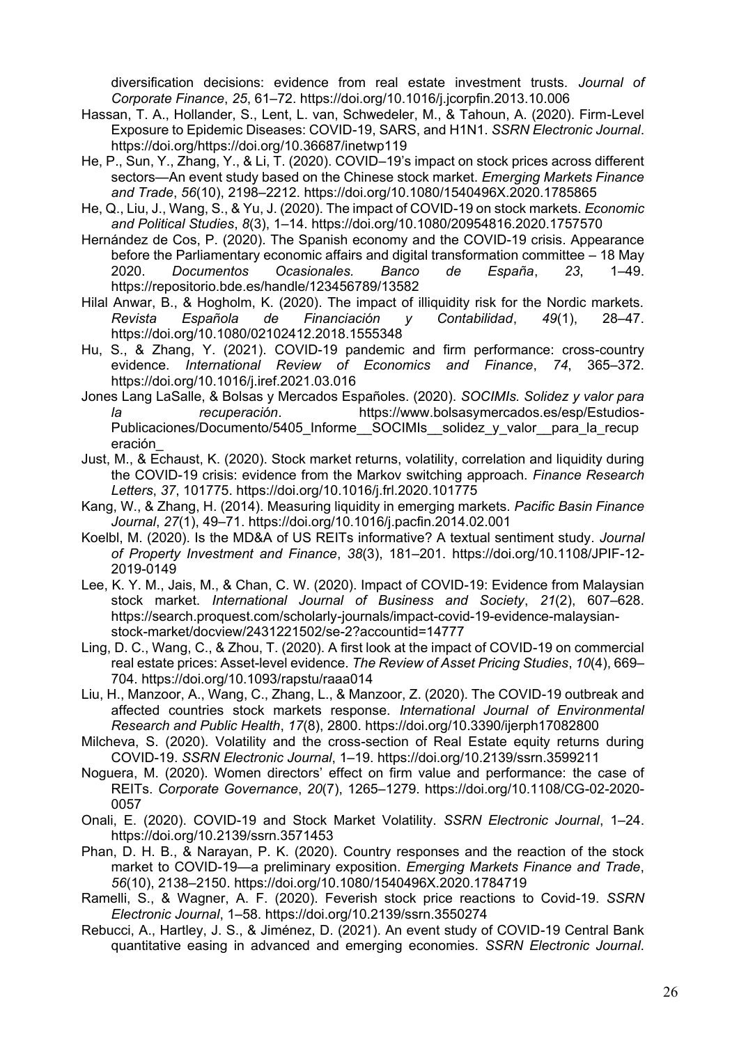diversification decisions: evidence from real estate investment trusts. *Journal of Corporate Finance*, *25*, 61–72. https://doi.org/10.1016/j.jcorpfin.2013.10.006

Hassan, T. A., Hollander, S., Lent, L. van, Schwedeler, M., & Tahoun, A. (2020). Firm-Level Exposure to Epidemic Diseases: COVID-19, SARS, and H1N1. *SSRN Electronic Journal*. https://doi.org/https://doi.org/10.36687/inetwp119

He, P., Sun, Y., Zhang, Y., & Li, T. (2020). COVID–19's impact on stock prices across different sectors—An event study based on the Chinese stock market. *Emerging Markets Finance and Trade*, *56*(10), 2198–2212. https://doi.org/10.1080/1540496X.2020.1785865

He, Q., Liu, J., Wang, S., & Yu, J. (2020). The impact of COVID-19 on stock markets. *Economic and Political Studies*, *8*(3), 1–14. https://doi.org/10.1080/20954816.2020.1757570

Hernández de Cos, P. (2020). The Spanish economy and the COVID-19 crisis. Appearance before the Parliamentary economic affairs and digital transformation committee – 18 May 2020. *Documentos Ocasionales. Banco de España*, *23*, 1–49. https://repositorio.bde.es/handle/123456789/13582

Hilal Anwar, B., & Hogholm, K. (2020). The impact of illiquidity risk for the Nordic markets. *Revista Española de Financiación y Contabilidad*, *49*(1), 28–47. https://doi.org/10.1080/02102412.2018.1555348

Hu, S., & Zhang, Y. (2021). COVID-19 pandemic and firm performance: cross-country evidence. *International Review of Economics and Finance*, *74*, 365–372. https://doi.org/10.1016/j.iref.2021.03.016

Jones Lang LaSalle, & Bolsas y Mercados Españoles. (2020). *SOCIMIs. Solidez y valor para la recuperación*. https://www.bolsasymercados.es/esp/Estudios-Publicaciones/Documento/5405_Informe__SOCIMIs__solidez_y_valor__para_la_recuperación_

Just, M., & Echaust, K. (2020). Stock market returns, volatility, correlation and liquidity during the COVID-19 crisis: evidence from the Markov switching approach. *Finance Research Letters*, *37*, 101775. https://doi.org/10.1016/j.frl.2020.101775

Kang, W., & Zhang, H. (2014). Measuring liquidity in emerging markets. *Pacific Basin Finance Journal*, *27*(1), 49–71. https://doi.org/10.1016/j.pacfin.2014.02.001

Koelbl, M. (2020). Is the MD&A of US REITs informative? A textual sentiment study. *Journal of Property Investment and Finance*, *38*(3), 181–201. https://doi.org/10.1108/JPIF-12-2019-0149

Lee, K. Y. M., Jais, M., & Chan, C. W. (2020). Impact of COVID-19: Evidence from Malaysian stock market. *International Journal of Business and Society*, *21*(2), 607–628. https://search.proquest.com/scholarly-journals/impact-covid-19-evidence-malaysian-stock-market/docview/2431221502/se-2?accountid=14777

Ling, D. C., Wang, C., & Zhou, T. (2020). A first look at the impact of COVID-19 on commercial real estate prices: Asset-level evidence. *The Review of Asset Pricing Studies*, *10*(4), 669–704. https://doi.org/10.1093/rapstu/raaa014

Liu, H., Manzoor, A., Wang, C., Zhang, L., & Manzoor, Z. (2020). The COVID-19 outbreak and affected countries stock markets response. *International Journal of Environmental Research and Public Health*, *17*(8), 2800. https://doi.org/10.3390/ijerph17082800

Milcheva, S. (2020). Volatility and the cross-section of Real Estate equity returns during COVID-19. *SSRN Electronic Journal*, 1–19. https://doi.org/10.2139/ssrn.3599211

Noguera, M. (2020). Women directors' effect on firm value and performance: the case of REITs. *Corporate Governance*, *20*(7), 1265–1279. https://doi.org/10.1108/CG-02-2020-0057

Onali, E. (2020). COVID-19 and Stock Market Volatility. *SSRN Electronic Journal*, 1–24. https://doi.org/10.2139/ssrn.3571453

Phan, D. H. B., & Narayan, P. K. (2020). Country responses and the reaction of the stock market to COVID-19—a preliminary exposition. *Emerging Markets Finance and Trade*, *56*(10), 2138–2150. https://doi.org/10.1080/1540496X.2020.1784719

Ramelli, S., & Wagner, A. F. (2020). Feverish stock price reactions to Covid-19. *SSRN Electronic Journal*, 1–58. https://doi.org/10.2139/ssrn.3550274

Rebucci, A., Hartley, J. S., & Jiménez, D. (2021). An event study of COVID-19 Central Bank quantitative easing in advanced and emerging economies. *SSRN Electronic Journal*.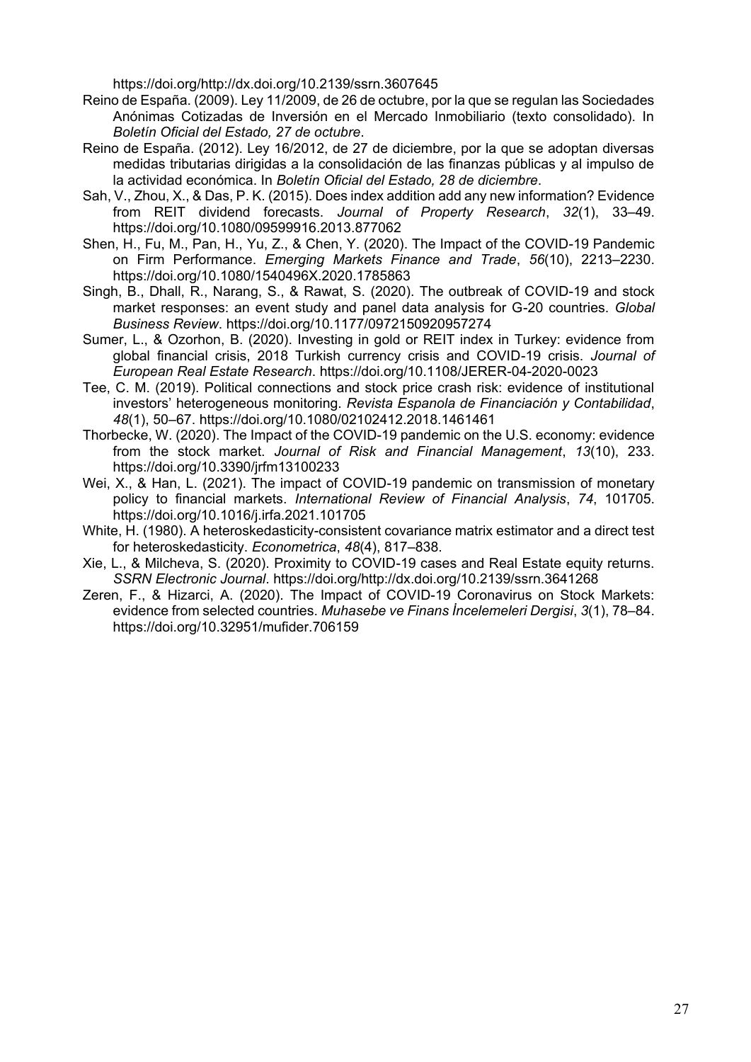https://doi.org/http://dx.doi.org/10.2139/ssrn.3607645

Reino de España. (2009). Ley 11/2009, de 26 de octubre, por la que se regulan las Sociedades Anónimas Cotizadas de Inversión en el Mercado Inmobiliario (texto consolidado). In *Boletín Oficial del Estado, 27 de octubre*.

Reino de España. (2012). Ley 16/2012, de 27 de diciembre, por la que se adoptan diversas medidas tributarias dirigidas a la consolidación de las finanzas públicas y al impulso de la actividad económica. In *Boletín Oficial del Estado, 28 de diciembre*.

Sah, V., Zhou, X., & Das, P. K. (2015). Does index addition add any new information? Evidence from REIT dividend forecasts. *Journal of Property Research*, *32*(1), 33–49. https://doi.org/10.1080/09599916.2013.877062

Shen, H., Fu, M., Pan, H., Yu, Z., & Chen, Y. (2020). The Impact of the COVID-19 Pandemic on Firm Performance. *Emerging Markets Finance and Trade*, *56*(10), 2213–2230. https://doi.org/10.1080/1540496X.2020.1785863

Singh, B., Dhall, R., Narang, S., & Rawat, S. (2020). The outbreak of COVID-19 and stock market responses: an event study and panel data analysis for G-20 countries. *Global Business Review*. https://doi.org/10.1177/0972150920957274

Sumer, L., & Ozorhon, B. (2020). Investing in gold or REIT index in Turkey: evidence from global financial crisis, 2018 Turkish currency crisis and COVID-19 crisis. *Journal of European Real Estate Research*. https://doi.org/10.1108/JERER-04-2020-0023

Tee, C. M. (2019). Political connections and stock price crash risk: evidence of institutional investors' heterogeneous monitoring. *Revista Espanola de Financiación y Contabilidad*, *48*(1), 50–67. https://doi.org/10.1080/02102412.2018.1461461

Thorbecke, W. (2020). The Impact of the COVID-19 pandemic on the U.S. economy: evidence from the stock market. *Journal of Risk and Financial Management*, *13*(10), 233. https://doi.org/10.3390/jrfm13100233

Wei, X., & Han, L. (2021). The impact of COVID-19 pandemic on transmission of monetary policy to financial markets. *International Review of Financial Analysis*, *74*, 101705. https://doi.org/10.1016/j.irfa.2021.101705

White, H. (1980). A heteroskedasticity-consistent covariance matrix estimator and a direct test for heteroskedasticity. *Econometrica*, *48*(4), 817–838.

Xie, L., & Milcheva, S. (2020). Proximity to COVID-19 cases and Real Estate equity returns. *SSRN Electronic Journal*. https://doi.org/http://dx.doi.org/10.2139/ssrn.3641268

Zeren, F., & Hizarci, A. (2020). The Impact of COVID-19 Coronavirus on Stock Markets: evidence from selected countries. *Muhasebe ve Finans İncelemeleri Dergisi*, *3*(1), 78–84. https://doi.org/10.32951/mufider.706159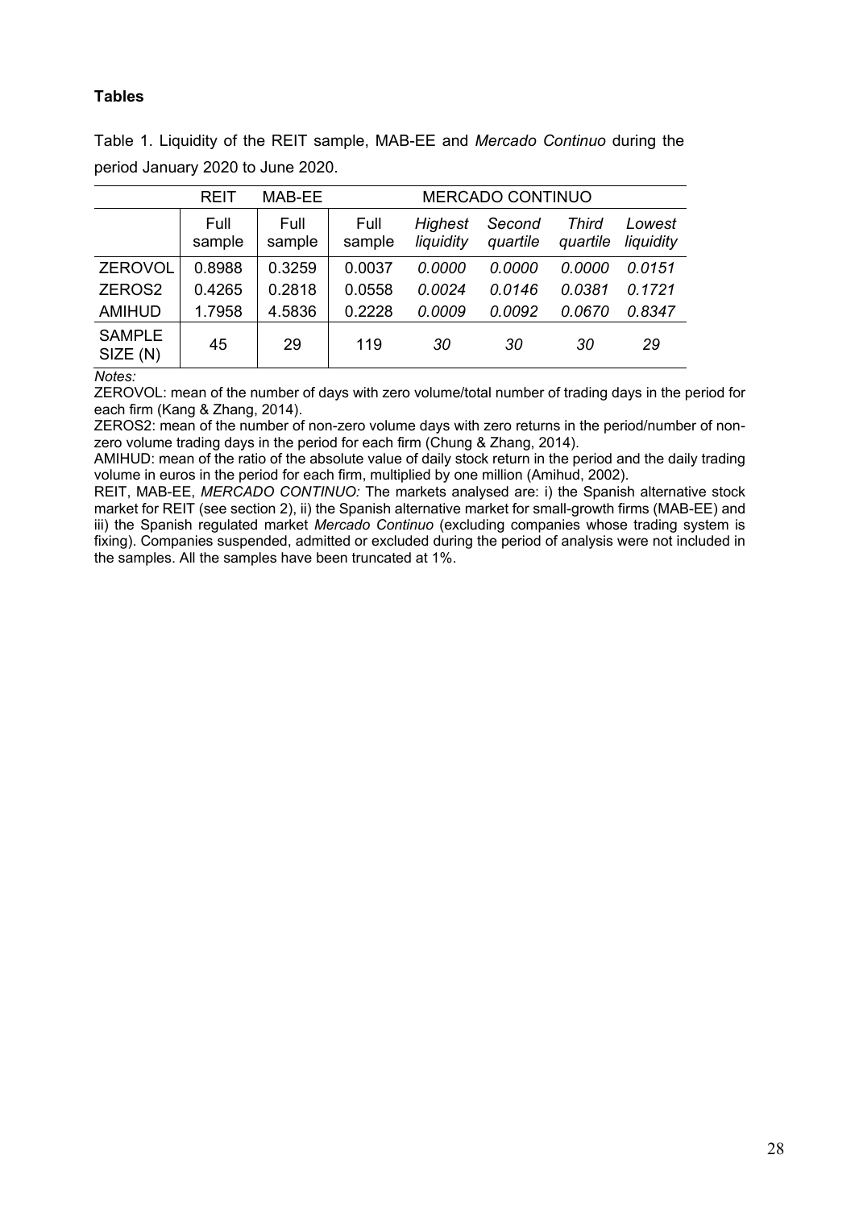**Tables**

Table 1. Liquidity of the REIT sample, MAB-EE and *Mercado Continuo* during the period January 2020 to June 2020.

| | REIT | MAB-EE | MERCADO CONTINUO | | | | |
|---|---|---|---|---|---|---|---|
| | Full sample | Full sample | Full sample | *Highest liquidity* | *Second quartile* | *Third quartile* | *Lowest liquidity* |
| ZEROVOL | 0.8988 | 0.3259 | 0.0037 | *0.0000* | *0.0000* | *0.0000* | *0.0151* |
| ZEROS2 | 0.4265 | 0.2818 | 0.0558 | *0.0024* | *0.0146* | *0.0381* | *0.1721* |
| AMIHUD | 1.7958 | 4.5836 | 0.2228 | *0.0009* | *0.0092* | *0.0670* | *0.8347* |
| SAMPLE SIZE (N) | 45 | 29 | 119 | *30* | *30* | *30* | *29* |

*Notes:*

ZEROVOL: mean of the number of days with zero volume/total number of trading days in the period for each firm (Kang & Zhang, 2014).

ZEROS2: mean of the number of non-zero volume days with zero returns in the period/number of non-zero volume trading days in the period for each firm (Chung & Zhang, 2014).

AMIHUD: mean of the ratio of the absolute value of daily stock return in the period and the daily trading volume in euros in the period for each firm, multiplied by one million (Amihud, 2002).

REIT, MAB-EE, *MERCADO CONTINUO:* The markets analysed are: i) the Spanish alternative stock market for REIT (see section 2), ii) the Spanish alternative market for small-growth firms (MAB-EE) and iii) the Spanish regulated market *Mercado Continuo* (excluding companies whose trading system is fixing). Companies suspended, admitted or excluded during the period of analysis were not included in the samples. All the samples have been truncated at 1%.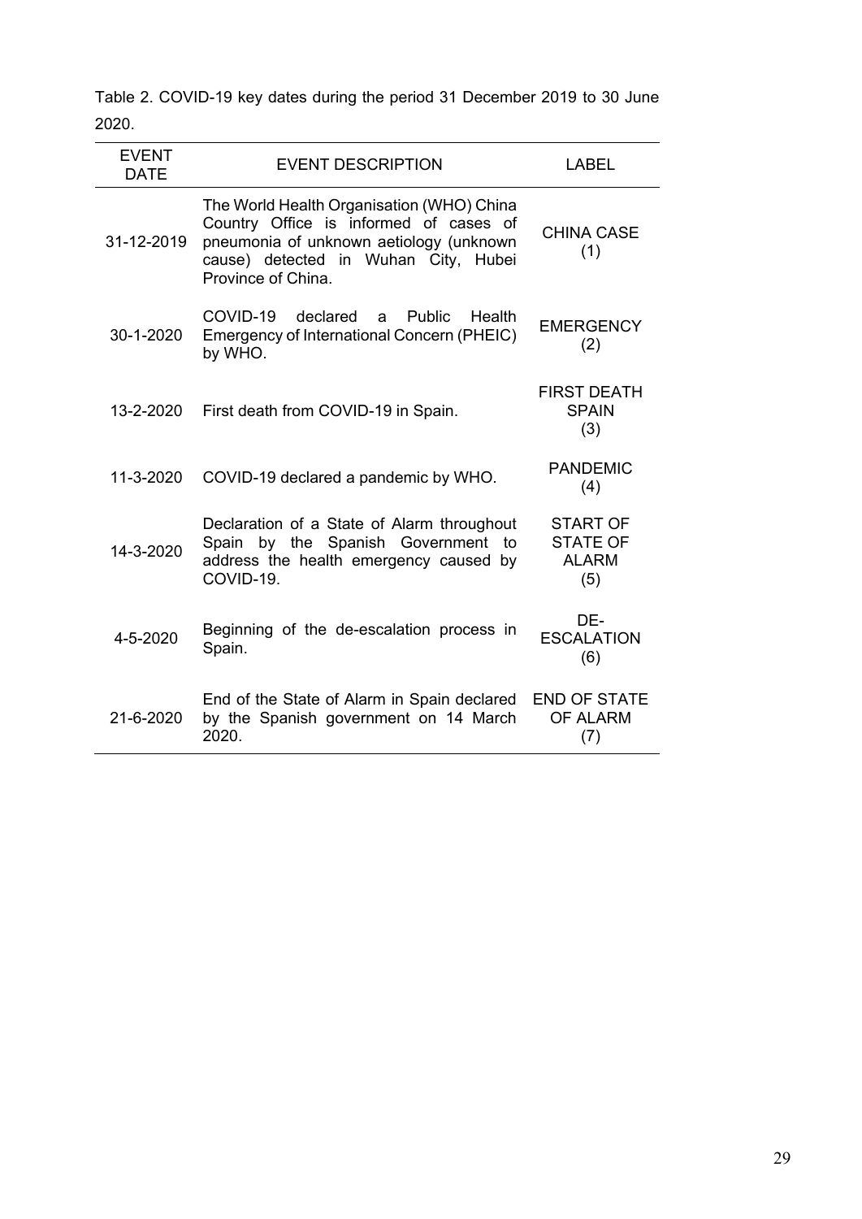Table 2. COVID-19 key dates during the period 31 December 2019 to 30 June 2020.

| EVENT DATE | EVENT DESCRIPTION | LABEL |
|---|---|---|
| 31-12-2019 | The World Health Organisation (WHO) China Country Office is informed of cases of pneumonia of unknown aetiology (unknown cause) detected in Wuhan City, Hubei Province of China. | CHINA CASE (1) |
| 30-1-2020 | COVID-19 declared a Public Health Emergency of International Concern (PHEIC) by WHO. | EMERGENCY (2) |
| 13-2-2020 | First death from COVID-19 in Spain. | FIRST DEATH SPAIN (3) |
| 11-3-2020 | COVID-19 declared a pandemic by WHO. | PANDEMIC (4) |
| 14-3-2020 | Declaration of a State of Alarm throughout Spain by the Spanish Government to address the health emergency caused by COVID-19. | START OF STATE OF ALARM (5) |
| 4-5-2020 | Beginning of the de-escalation process in Spain. | DE-ESCALATION (6) |
| 21-6-2020 | End of the State of Alarm in Spain declared by the Spanish government on 14 March 2020. | END OF STATE OF ALARM (7) |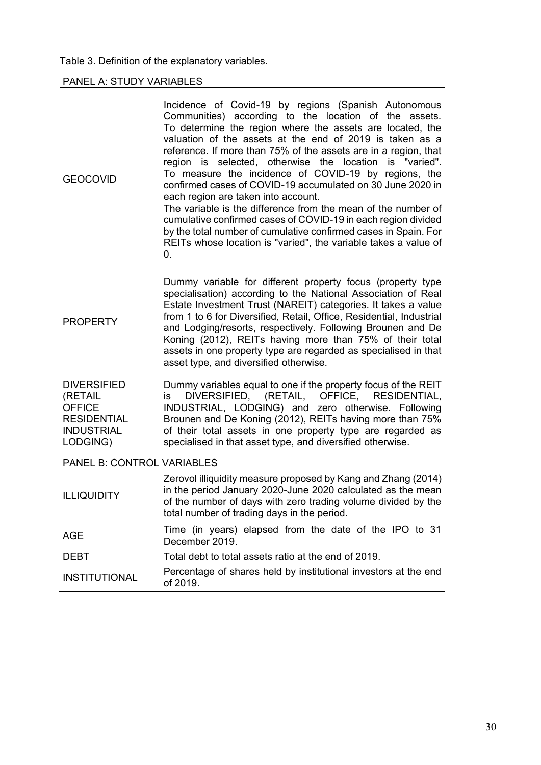Table 3. Definition of the explanatory variables.

| PANEL A: STUDY VARIABLES | |
|---|---|
| GEOCOVID | Incidence of Covid-19 by regions (Spanish Autonomous Communities) according to the location of the assets. To determine the region where the assets are located, the valuation of the assets at the end of 2019 is taken as a reference. If more than 75% of the assets are in a region, that region is selected, otherwise the location is "varied". To measure the incidence of COVID-19 by regions, the confirmed cases of COVID-19 accumulated on 30 June 2020 in each region are taken into account.<br>The variable is the difference from the mean of the number of cumulative confirmed cases of COVID-19 in each region divided by the total number of cumulative confirmed cases in Spain. For REITs whose location is "varied", the variable takes a value of 0. |
| PROPERTY | Dummy variable for different property focus (property type specialisation) according to the National Association of Real Estate Investment Trust (NAREIT) categories. It takes a value from 1 to 6 for Diversified, Retail, Office, Residential, Industrial and Lodging/resorts, respectively. Following Brounen and De Koning (2012), REITs having more than 75% of their total assets in one property type are regarded as specialised in that asset type, and diversified otherwise. |
| DIVERSIFIED (RETAIL OFFICE RESIDENTIAL INDUSTRIAL LODGING) | Dummy variables equal to one if the property focus of the REIT is DIVERSIFIED, (RETAIL, OFFICE, RESIDENTIAL, INDUSTRIAL, LODGING) and zero otherwise. Following Brounen and De Koning (2012), REITs having more than 75% of their total assets in one property type are regarded as specialised in that asset type, and diversified otherwise. |
| **PANEL B: CONTROL VARIABLES** | |
| ILLIQUIDITY | Zerovol illiquidity measure proposed by Kang and Zhang (2014) in the period January 2020-June 2020 calculated as the mean of the number of days with zero trading volume divided by the total number of trading days in the period. |
| AGE | Time (in years) elapsed from the date of the IPO to 31 December 2019. |
| DEBT | Total debt to total assets ratio at the end of 2019. |
| INSTITUTIONAL | Percentage of shares held by institutional investors at the end of 2019. |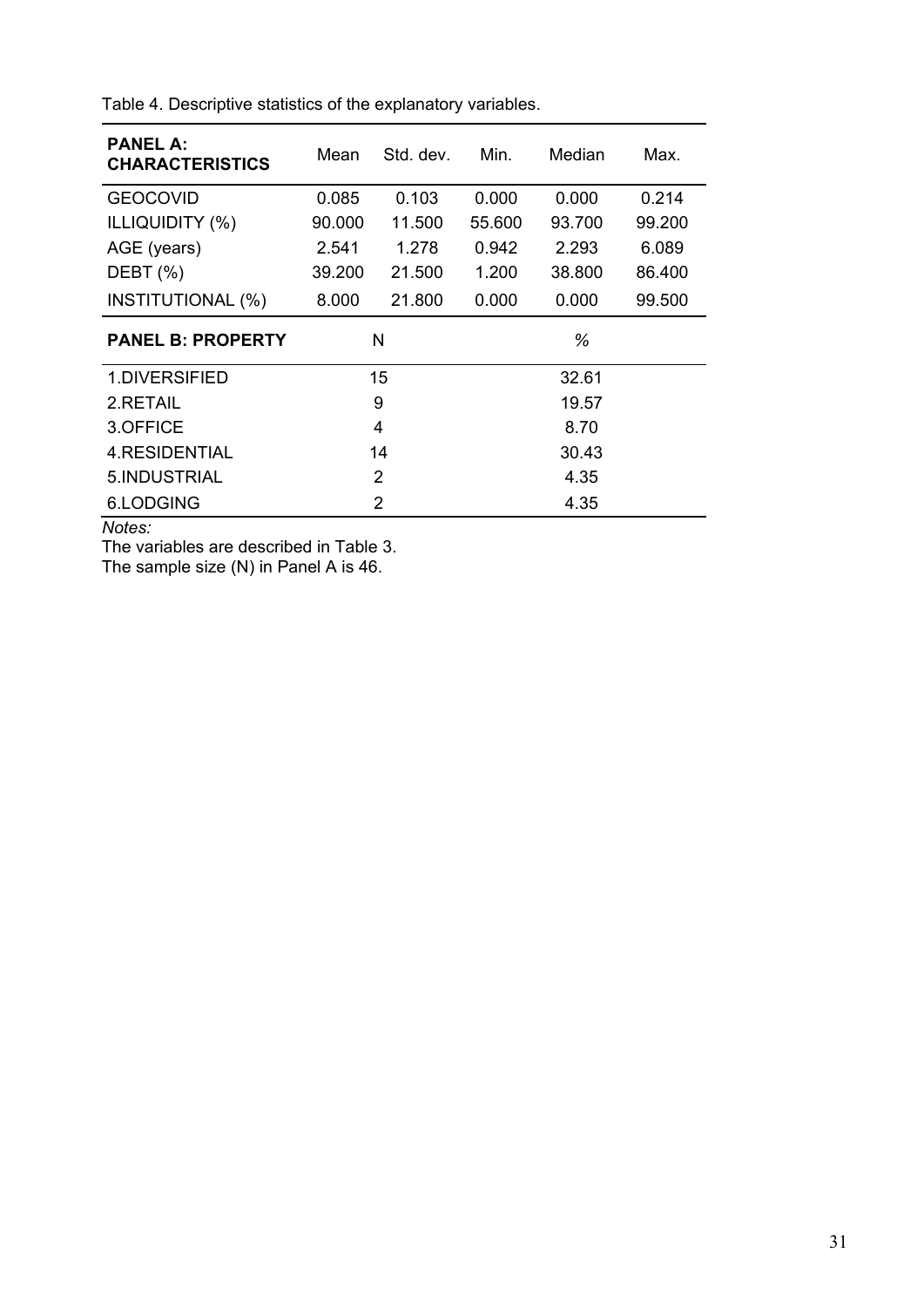Table 4. Descriptive statistics of the explanatory variables.

| **PANEL A: CHARACTERISTICS** | Mean | Std. dev. | Min. | Median | Max. |
|---|---|---|---|---|---|
| GEOCOVID | 0.085 | 0.103 | 0.000 | 0.000 | 0.214 |
| ILLIQUIDITY (%) | 90.000 | 11.500 | 55.600 | 93.700 | 99.200 |
| AGE (years) | 2.541 | 1.278 | 0.942 | 2.293 | 6.089 |
| DEBT (%) | 39.200 | 21.500 | 1.200 | 38.800 | 86.400 |
| INSTITUTIONAL (%) | 8.000 | 21.800 | 0.000 | 0.000 | 99.500 |

| **PANEL B: PROPERTY** | N | % |
|---|---|---|
| 1.DIVERSIFIED | 15 | 32.61 |
| 2.RETAIL | 9 | 19.57 |
| 3.OFFICE | 4 | 8.70 |
| 4.RESIDENTIAL | 14 | 30.43 |
| 5.INDUSTRIAL | 2 | 4.35 |
| 6.LODGING | 2 | 4.35 |

*Notes:*

The variables are described in Table 3.

The sample size (N) in Panel A is 46.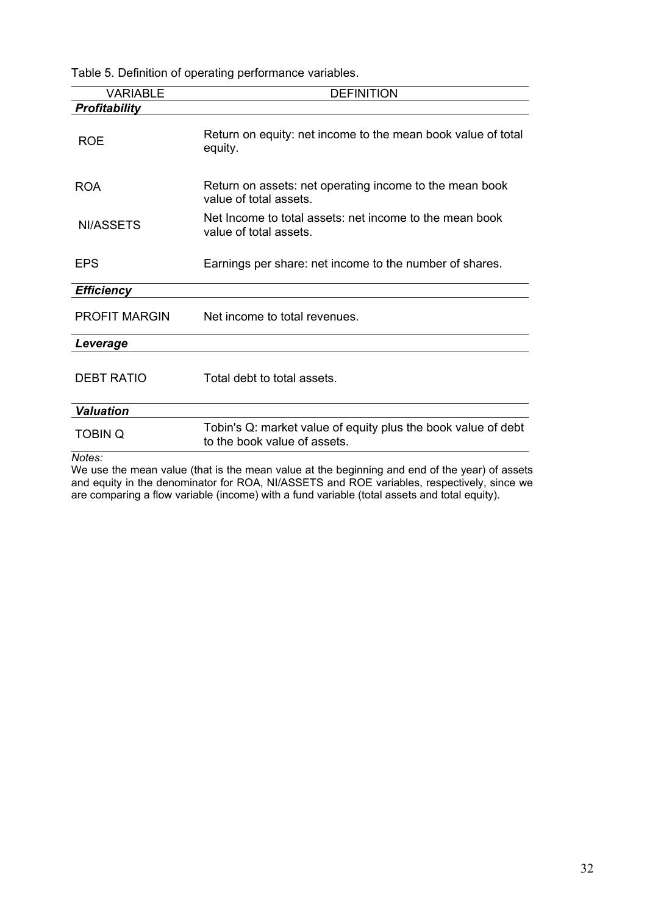Table 5. Definition of operating performance variables.

| VARIABLE | DEFINITION |
|---|---|
| ***Profitability*** | |
| ROE | Return on equity: net income to the mean book value of total equity. |
| ROA | Return on assets: net operating income to the mean book value of total assets. |
| NI/ASSETS | Net Income to total assets: net income to the mean book value of total assets. |
| EPS | Earnings per share: net income to the number of shares. |
| ***Efficiency*** | |
| PROFIT MARGIN | Net income to total revenues. |
| ***Leverage*** | |
| DEBT RATIO | Total debt to total assets. |
| ***Valuation*** | |
| TOBIN Q | Tobin's Q: market value of equity plus the book value of debt to the book value of assets. |

*Notes:*

We use the mean value (that is the mean value at the beginning and end of the year) of assets and equity in the denominator for ROA, NI/ASSETS and ROE variables, respectively, since we are comparing a flow variable (income) with a fund variable (total assets and total equity).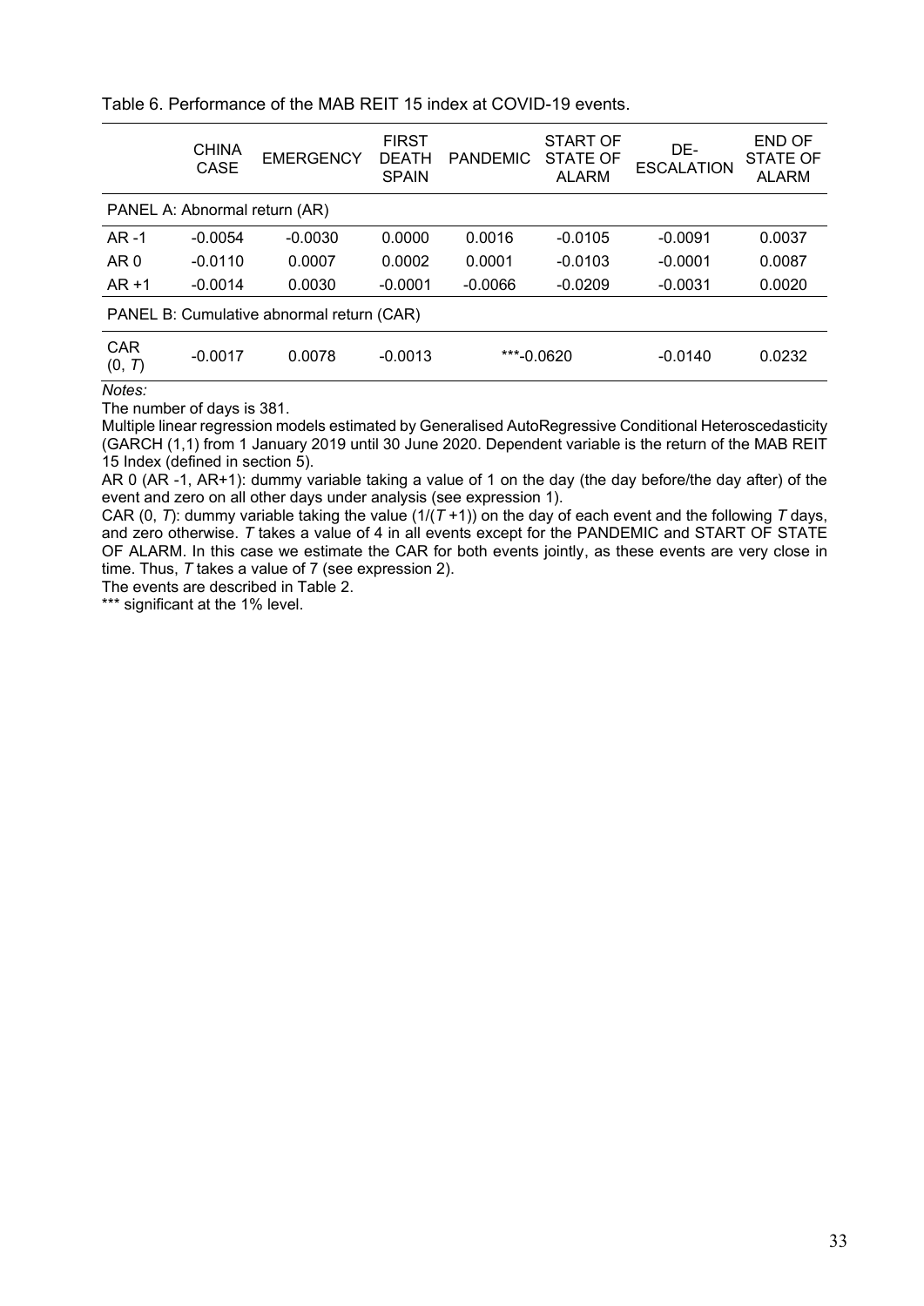Table 6. Performance of the MAB REIT 15 index at COVID-19 events.

| | CHINA CASE | EMERGENCY | FIRST DEATH SPAIN | PANDEMIC | START OF STATE OF ALARM | DE-ESCALATION | END OF STATE OF ALARM |
|---|---|---|---|---|---|---|---|
| PANEL A: Abnormal return (AR) | | | | | | | |
| AR -1 | -0.0054 | -0.0030 | 0.0000 | 0.0016 | -0.0105 | -0.0091 | 0.0037 |
| AR 0 | -0.0110 | 0.0007 | 0.0002 | 0.0001 | -0.0103 | -0.0001 | 0.0087 |
| AR +1 | -0.0014 | 0.0030 | -0.0001 | -0.0066 | -0.0209 | -0.0031 | 0.0020 |
| PANEL B: Cumulative abnormal return (CAR) | | | | | | | |
| CAR (0, *T*) | -0.0017 | 0.0078 | -0.0013 | ***-0.0620 | | -0.0140 | 0.0232 |

*Notes:*

The number of days is 381.

Multiple linear regression models estimated by Generalised AutoRegressive Conditional Heteroscedasticity (GARCH (1,1) from 1 January 2019 until 30 June 2020. Dependent variable is the return of the MAB REIT 15 Index (defined in section 5).

AR 0 (AR -1, AR+1): dummy variable taking a value of 1 on the day (the day before/the day after) of the event and zero on all other days under analysis (see expression 1).

CAR (0, $T$): dummy variable taking the value ($1/(T+1)$) on the day of each event and the following $T$ days, and zero otherwise. $T$ takes a value of 4 in all events except for the PANDEMIC and START OF STATE OF ALARM. In this case we estimate the CAR for both events jointly, as these events are very close in time. Thus, $T$ takes a value of 7 (see expression 2).

The events are described in Table 2.

*** significant at the 1% level.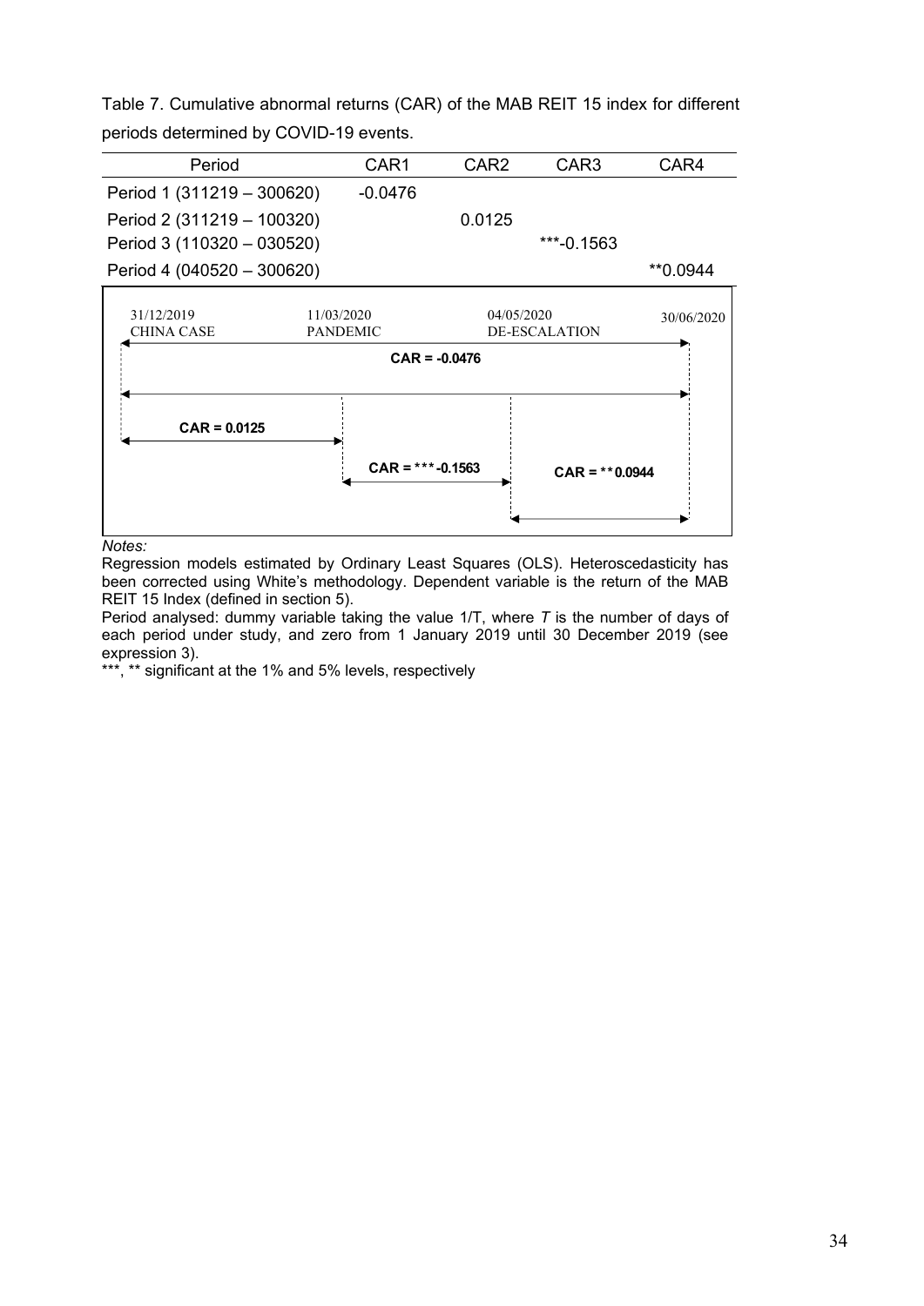Table 7. Cumulative abnormal returns (CAR) of the MAB REIT 15 index for different periods determined by COVID-19 events.

| Period | CAR1 | CAR2 | CAR3 | CAR4 |
|---|---|---|---|---|
| Period 1 (311219 – 300620) | -0.0476 | | | |
| Period 2 (311219 – 100320) | | 0.0125 | | |
| Period 3 (110320 – 030520) | | | ***-0.1563 | |
| Period 4 (040520 – 300620) | | | | **0.0944 |

31/12/2019 CHINA CASE — 11/03/2020 PANDEMIC — 04/05/2020 DE-ESCALATION — 30/06/2020

**CAR = -0.0476**

**CAR = 0.0125**

**CAR = ***-0.1563**

**CAR = **0.0944**

*Notes:*

Regression models estimated by Ordinary Least Squares (OLS). Heteroscedasticity has been corrected using White's methodology. Dependent variable is the return of the MAB REIT 15 Index (defined in section 5).

Period analysed: dummy variable taking the value 1/T, where *T* is the number of days of each period under study, and zero from 1 January 2019 until 30 December 2019 (see expression 3).

***, ** significant at the 1% and 5% levels, respectively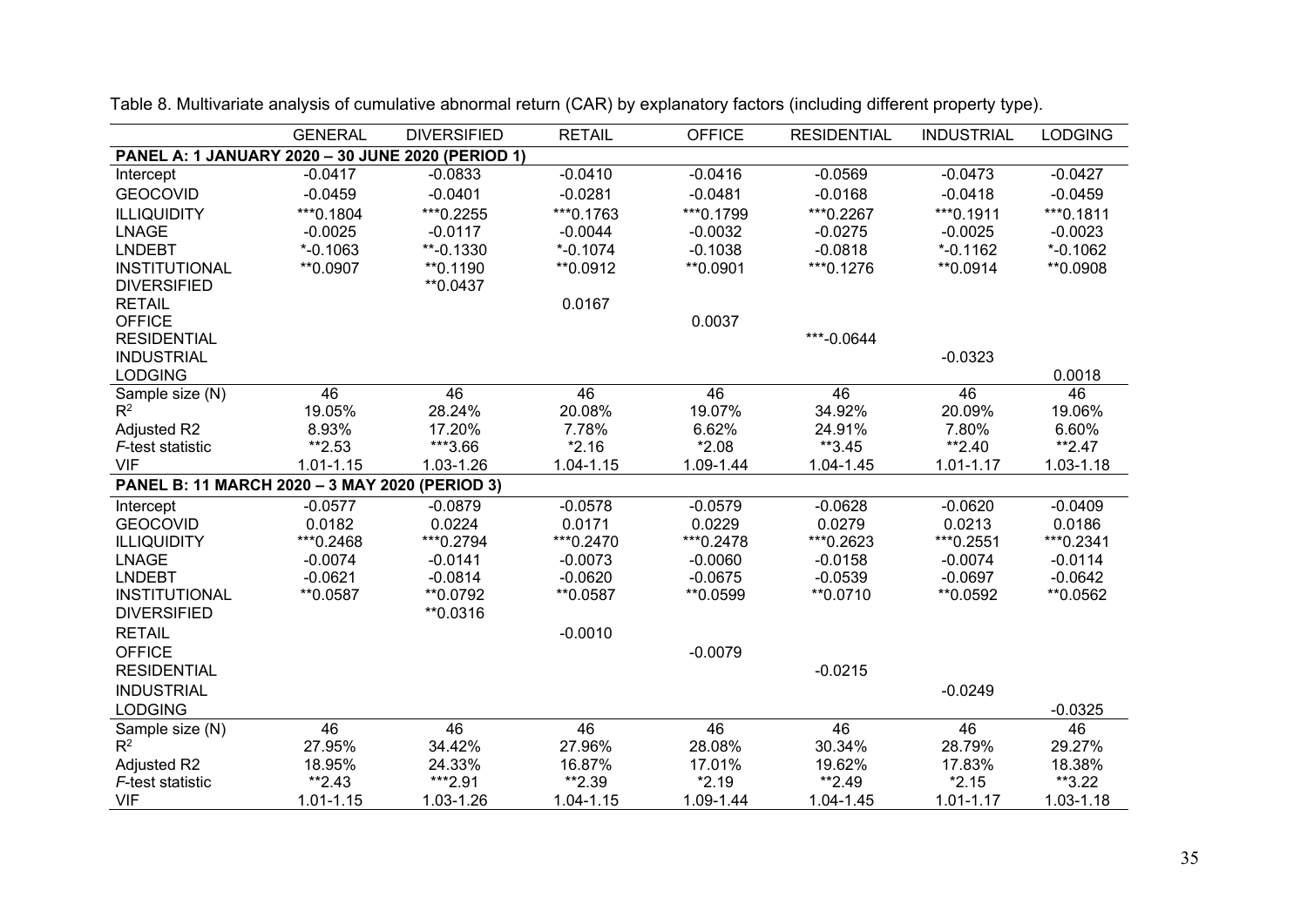Table 8. Multivariate analysis of cumulative abnormal return (CAR) by explanatory factors (including different property type).

| | GENERAL | DIVERSIFIED | RETAIL | OFFICE | RESIDENTIAL | INDUSTRIAL | LODGING |
|---|---|---|---|---|---|---|---|
| **PANEL A: 1 JANUARY 2020 – 30 JUNE 2020 (PERIOD 1)** | | | | | | | |
| Intercept | -0.0417 | -0.0833 | -0.0410 | -0.0416 | -0.0569 | -0.0473 | -0.0427 |
| GEOCOVID | -0.0459 | -0.0401 | -0.0281 | -0.0481 | -0.0168 | -0.0418 | -0.0459 |
| ILLIQUIDITY | ***0.1804 | ***0.2255 | ***0.1763 | ***0.1799 | ***0.2267 | ***0.1911 | ***0.1811 |
| LNAGE | -0.0025 | -0.0117 | -0.0044 | -0.0032 | -0.0275 | -0.0025 | -0.0023 |
| LNDEBT | *-0.1063 | **-0.1330 | *-0.1074 | -0.1038 | -0.0818 | *-0.1162 | *-0.1062 |
| INSTITUTIONAL | **0.0907 | **0.1190 | **0.0912 | **0.0901 | ***0.1276 | **0.0914 | **0.0908 |
| DIVERSIFIED | | **0.0437 | | | | | |
| RETAIL | | | 0.0167 | | | | |
| OFFICE | | | | 0.0037 | | | |
| RESIDENTIAL | | | | | ***-0.0644 | | |
| INDUSTRIAL | | | | | | -0.0323 | |
| LODGING | | | | | | | 0.0018 |
| Sample size (N) | 46 | 46 | 46 | 46 | 46 | 46 | 46 |
| $R^2$ | 19.05% | 28.24% | 20.08% | 19.07% | 34.92% | 20.09% | 19.06% |
| Adjusted R2 | 8.93% | 17.20% | 7.78% | 6.62% | 24.91% | 7.80% | 6.60% |
| *F*-test statistic | **2.53 | ***3.66 | *2.16 | *2.08 | **3.45 | **2.40 | **2.47 |
| VIF | 1.01-1.15 | 1.03-1.26 | 1.04-1.15 | 1.09-1.44 | 1.04-1.45 | 1.01-1.17 | 1.03-1.18 |
| **PANEL B: 11 MARCH 2020 – 3 MAY 2020 (PERIOD 3)** | | | | | | | |
| Intercept | -0.0577 | -0.0879 | -0.0578 | -0.0579 | -0.0628 | -0.0620 | -0.0409 |
| GEOCOVID | 0.0182 | 0.0224 | 0.0171 | 0.0229 | 0.0279 | 0.0213 | 0.0186 |
| ILLIQUIDITY | ***0.2468 | ***0.2794 | ***0.2470 | ***0.2478 | ***0.2623 | ***0.2551 | ***0.2341 |
| LNAGE | -0.0074 | -0.0141 | -0.0073 | -0.0060 | -0.0158 | -0.0074 | -0.0114 |
| LNDEBT | -0.0621 | -0.0814 | -0.0620 | -0.0675 | -0.0539 | -0.0697 | -0.0642 |
| INSTITUTIONAL | **0.0587 | **0.0792 | **0.0587 | **0.0599 | **0.0710 | **0.0592 | **0.0562 |
| DIVERSIFIED | | **0.0316 | | | | | |
| RETAIL | | | -0.0010 | | | | |
| OFFICE | | | | -0.0079 | | | |
| RESIDENTIAL | | | | | -0.0215 | | |
| INDUSTRIAL | | | | | | -0.0249 | |
| LODGING | | | | | | | -0.0325 |
| Sample size (N) | 46 | 46 | 46 | 46 | 46 | 46 | 46 |
| $R^2$ | 27.95% | 34.42% | 27.96% | 28.08% | 30.34% | 28.79% | 29.27% |
| Adjusted R2 | 18.95% | 24.33% | 16.87% | 17.01% | 19.62% | 17.83% | 18.38% |
| *F*-test statistic | **2.43 | ***2.91 | **2.39 | *2.19 | **2.49 | *2.15 | **3.22 |
| VIF | 1.01-1.15 | 1.03-1.26 | 1.04-1.15 | 1.09-1.44 | 1.04-1.45 | 1.01-1.17 | 1.03-1.18 |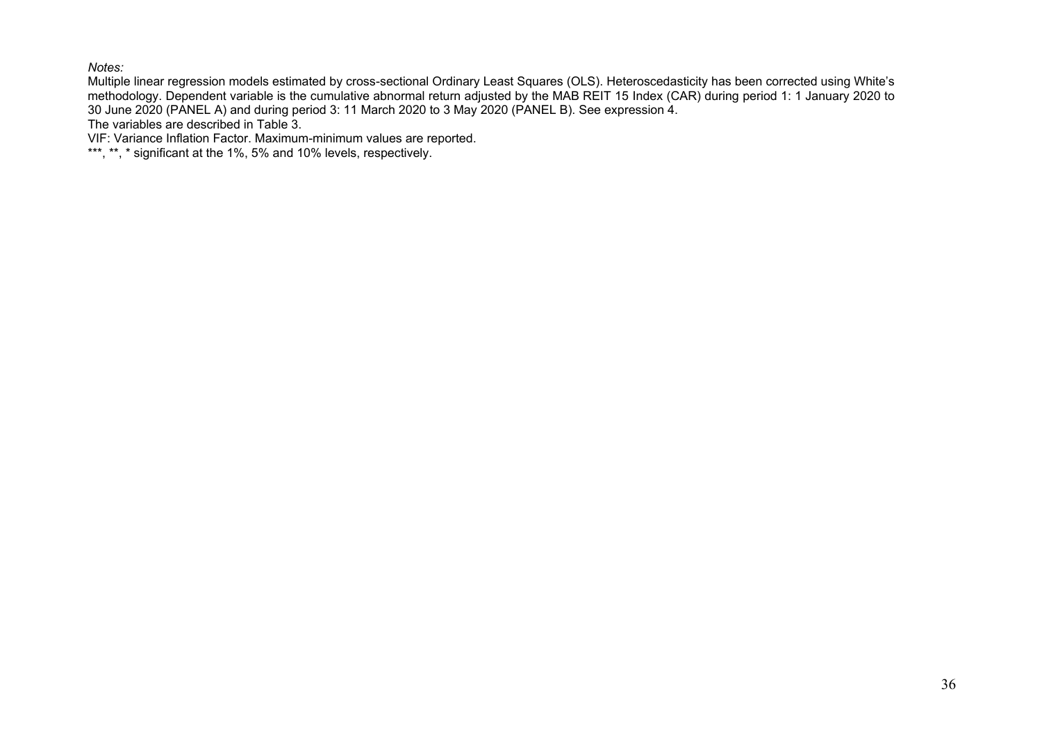*Notes:*

Multiple linear regression models estimated by cross-sectional Ordinary Least Squares (OLS). Heteroscedasticity has been corrected using White's methodology. Dependent variable is the cumulative abnormal return adjusted by the MAB REIT 15 Index (CAR) during period 1: 1 January 2020 to 30 June 2020 (PANEL A) and during period 3: 11 March 2020 to 3 May 2020 (PANEL B). See expression 4.

The variables are described in Table 3.

VIF: Variance Inflation Factor. Maximum-minimum values are reported.

***, **, * significant at the 1%, 5% and 10% levels, respectively.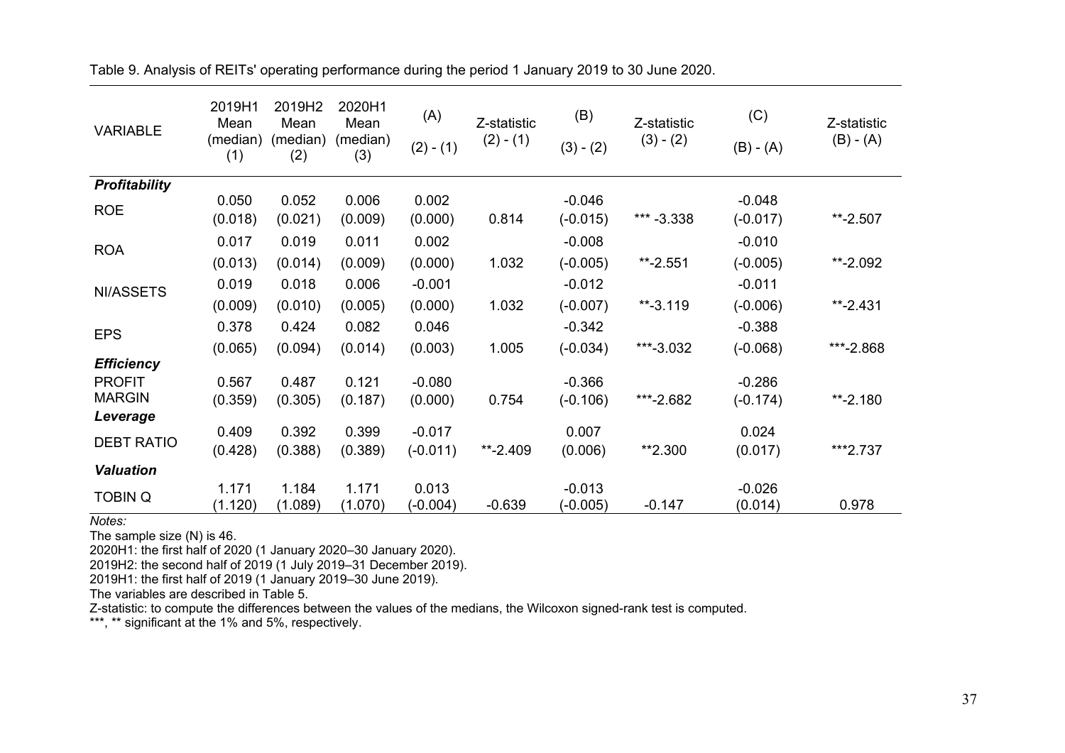Table 9. Analysis of REITs' operating performance during the period 1 January 2019 to 30 June 2020.

| VARIABLE | 2019H1 Mean (median) (1) | 2019H2 Mean (median) (2) | 2020H1 Mean (median) (3) | (A) (2) - (1) | Z-statistic (2) - (1) | (B) (3) - (2) | Z-statistic (3) - (2) | (C) (B) - (A) | Z-statistic (B) - (A) |
|---|---|---|---|---|---|---|---|---|---|
| ***Profitability*** | | | | | | | | | |
| ROE | 0.050 | 0.052 | 0.006 | 0.002 | | -0.046 | | -0.048 | |
| | (0.018) | (0.021) | (0.009) | (0.000) | 0.814 | (-0.015) | *** -3.338 | (-0.017) | **-2.507 |
| ROA | 0.017 | 0.019 | 0.011 | 0.002 | | -0.008 | | -0.010 | |
| | (0.013) | (0.014) | (0.009) | (0.000) | 1.032 | (-0.005) | **-2.551 | (-0.005) | **-2.092 |
| NI/ASSETS | 0.019 | 0.018 | 0.006 | -0.001 | | -0.012 | | -0.011 | |
| | (0.009) | (0.010) | (0.005) | (0.000) | 1.032 | (-0.007) | **-3.119 | (-0.006) | **-2.431 |
| EPS | 0.378 | 0.424 | 0.082 | 0.046 | | -0.342 | | -0.388 | |
| | (0.065) | (0.094) | (0.014) | (0.003) | 1.005 | (-0.034) | ***-3.032 | (-0.068) | ***-2.868 |
| ***Efficiency*** | | | | | | | | | |
| PROFIT MARGIN | 0.567 | 0.487 | 0.121 | -0.080 | | -0.366 | | -0.286 | |
| | (0.359) | (0.305) | (0.187) | (0.000) | 0.754 | (-0.106) | ***-2.682 | (-0.174) | **-2.180 |
| ***Leverage*** | | | | | | | | | |
| DEBT RATIO | 0.409 | 0.392 | 0.399 | -0.017 | | 0.007 | | 0.024 | |
| | (0.428) | (0.388) | (0.389) | (-0.011) | **-2.409 | (0.006) | **2.300 | (0.017) | ***2.737 |
| ***Valuation*** | | | | | | | | | |
| TOBIN Q | 1.171 | 1.184 | 1.171 | 0.013 | | -0.013 | | -0.026 | |
| | (1.120) | (1.089) | (1.070) | (-0.004) | -0.639 | (-0.005) | -0.147 | (0.014) | 0.978 |

*Notes:*

The sample size (N) is 46.

2020H1: the first half of 2020 (1 January 2020–30 January 2020).

2019H2: the second half of 2019 (1 July 2019–31 December 2019).

2019H1: the first half of 2019 (1 January 2019–30 June 2019).

The variables are described in Table 5.

Z-statistic: to compute the differences between the values of the medians, the Wilcoxon signed-rank test is computed.

***, ** significant at the 1% and 5%, respectively.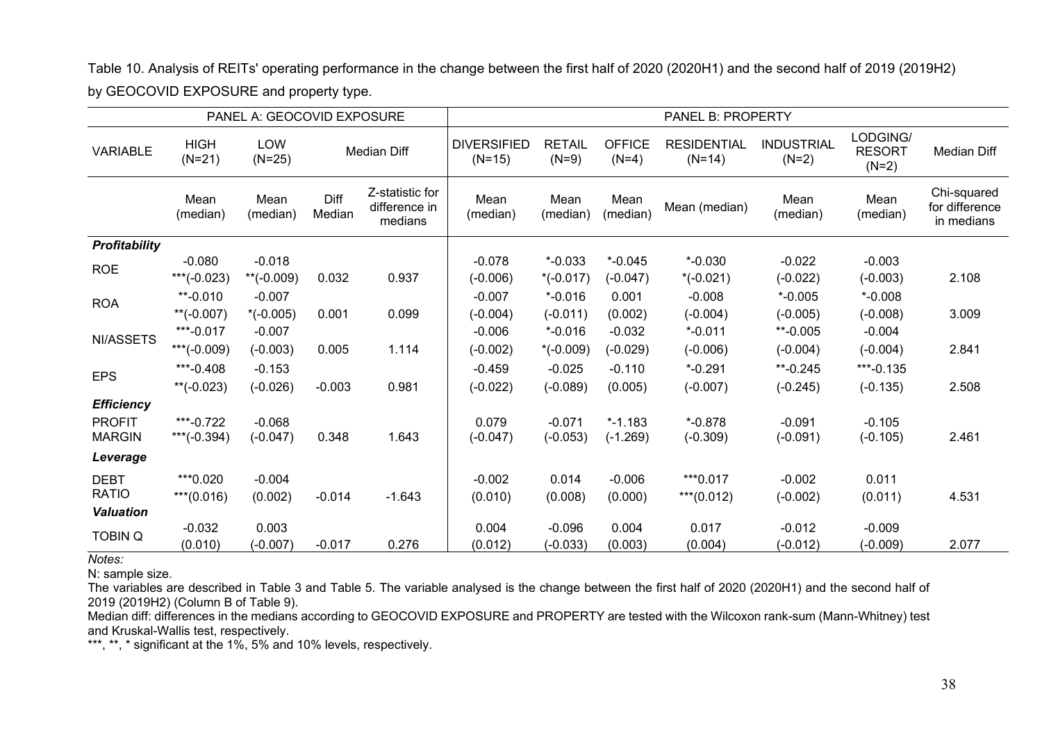Table 10. Analysis of REITs' operating performance in the change between the first half of 2020 (2020H1) and the second half of 2019 (2019H2) by GEOCOVID EXPOSURE and property type.

| | PANEL A: GEOCOVID EXPOSURE | | | | PANEL B: PROPERTY | | | | | | |
|---|---|---|---|---|---|---|---|---|---|---|---|
| VARIABLE | HIGH (N=21) | LOW (N=25) | Median Diff | | DIVERSIFIED (N=15) | RETAIL (N=9) | OFFICE (N=4) | RESIDENTIAL (N=14) | INDUSTRIAL (N=2) | LODGING/ RESORT (N=2) | Median Diff |
| | Mean (median) | Mean (median) | Diff Median | Z-statistic for difference in medians | Mean (median) | Mean (median) | Mean (median) | Mean (median) | Mean (median) | Mean (median) | Chi-squared for difference in medians |
| ***Profitability*** | | | | | | | | | | | |
| ROE | -0.080 | -0.018 | | | -0.078 | *-0.033 | *-0.045 | *-0.030 | -0.022 | -0.003 | |
| | ***(-0.023) | **(-0.009) | 0.032 | 0.937 | (-0.006) | *(-0.017) | (-0.047) | *(-0.021) | (-0.022) | (-0.003) | 2.108 |
| ROA | **-0.010 | -0.007 | | | -0.007 | *-0.016 | 0.001 | -0.008 | *-0.005 | *-0.008 | |
| | **(-0.007) | *(-0.005) | 0.001 | 0.099 | (-0.004) | (-0.011) | (0.002) | (-0.004) | (-0.005) | (-0.008) | 3.009 |
| NI/ASSETS | ***-0.017 | -0.007 | | | -0.006 | *-0.016 | -0.032 | *-0.011 | **-0.005 | -0.004 | |
| | ***(-0.009) | (-0.003) | 0.005 | 1.114 | (-0.002) | *(-0.009) | (-0.029) | (-0.006) | (-0.004) | (-0.004) | 2.841 |
| EPS | ***-0.408 | -0.153 | | | -0.459 | -0.025 | -0.110 | *-0.291 | **-0.245 | ***-0.135 | |
| | **(-0.023) | (-0.026) | -0.003 | 0.981 | (-0.022) | (-0.089) | (0.005) | (-0.007) | (-0.245) | (-0.135) | 2.508 |
| ***Efficiency*** | | | | | | | | | | | |
| PROFIT MARGIN | ***-0.722 | -0.068 | | | 0.079 | -0.071 | *-1.183 | *-0.878 | -0.091 | -0.105 | |
| | ***(-0.394) | (-0.047) | 0.348 | 1.643 | (-0.047) | (-0.053) | (-1.269) | (-0.309) | (-0.091) | (-0.105) | 2.461 |
| ***Leverage*** | | | | | | | | | | | |
| DEBT RATIO | ***0.020 | -0.004 | | | -0.002 | 0.014 | -0.006 | ***0.017 | -0.002 | 0.011 | |
| | ***(0.016) | (0.002) | -0.014 | -1.643 | (0.010) | (0.008) | (0.000) | ***(0.012) | (-0.002) | (0.011) | 4.531 |
| ***Valuation*** | | | | | | | | | | | |
| TOBIN Q | -0.032 | 0.003 | | | 0.004 | -0.096 | 0.004 | 0.017 | -0.012 | -0.009 | |
| | (0.010) | (-0.007) | -0.017 | 0.276 | (0.012) | (-0.033) | (0.003) | (0.004) | (-0.012) | (-0.009) | 2.077 |

*Notes:*

N: sample size.

The variables are described in Table 3 and Table 5. The variable analysed is the change between the first half of 2020 (2020H1) and the second half of 2019 (2019H2) (Column B of Table 9).

Median diff: differences in the medians according to GEOCOVID EXPOSURE and PROPERTY are tested with the Wilcoxon rank-sum (Mann-Whitney) test and Kruskal-Wallis test, respectively.

***, **, * significant at the 1%, 5% and 10% levels, respectively.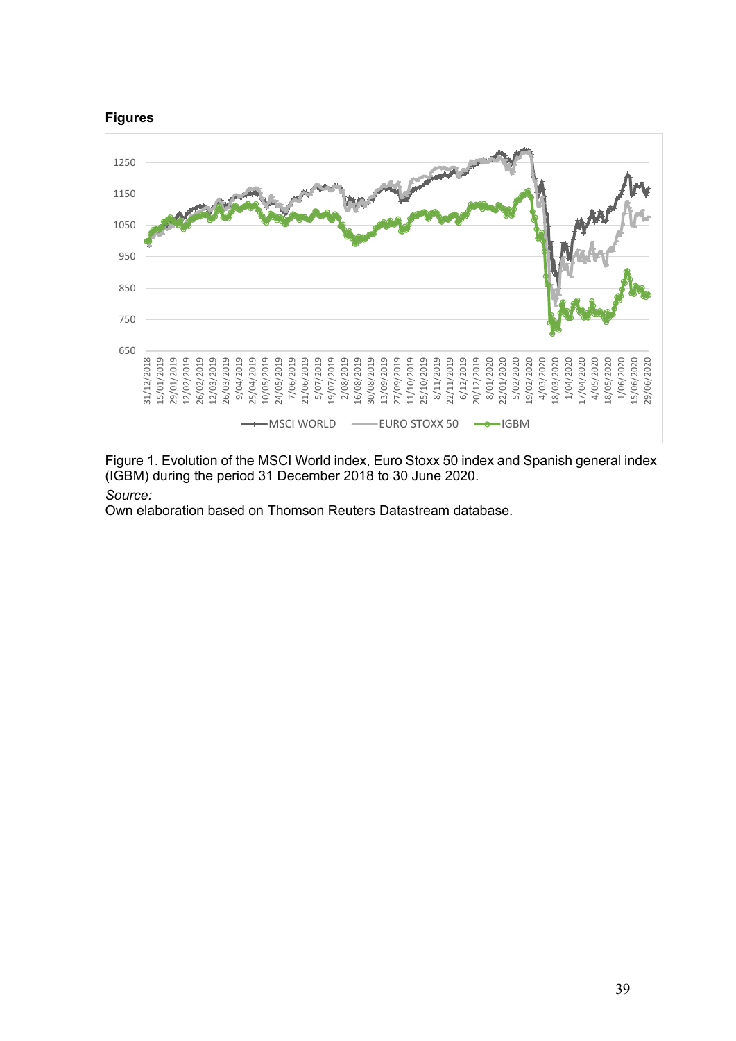**Figures**

Figure 1. Evolution of the MSCI World index, Euro Stoxx 50 index and Spanish general index (IGBM) during the period 31 December 2018 to 30 June 2020.

*Source:*

Own elaboration based on Thomson Reuters Datastream database.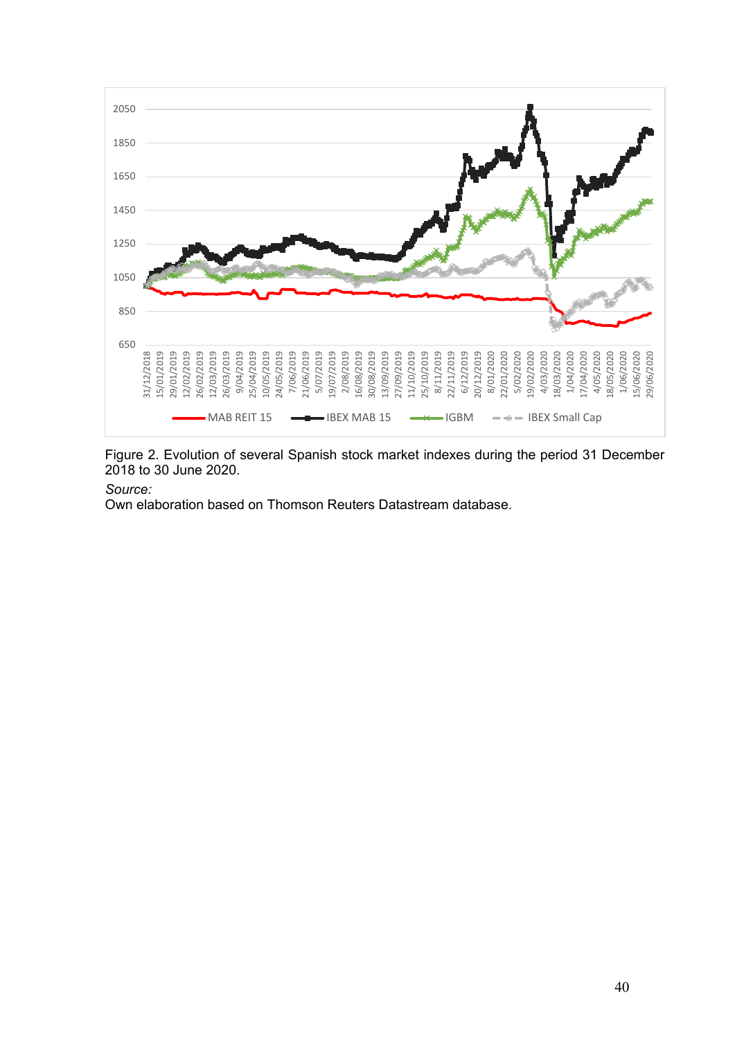Figure 2. Evolution of several Spanish stock market indexes during the period 31 December 2018 to 30 June 2020.

*Source:*
Own elaboration based on Thomson Reuters Datastream database.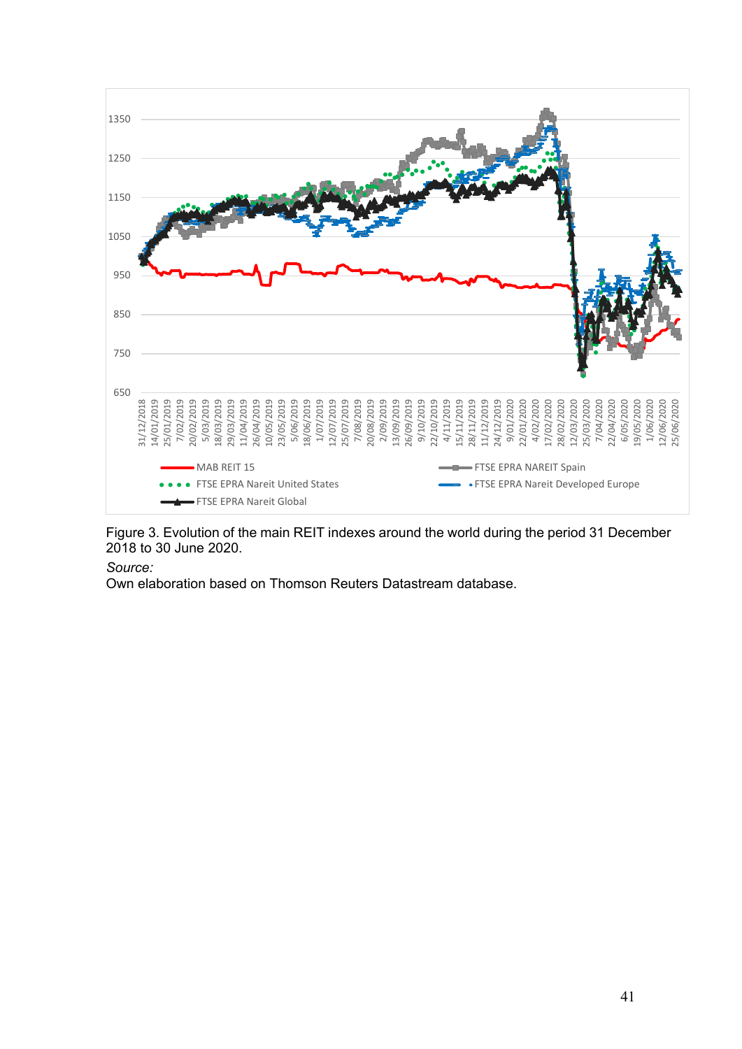1350
1250
1150
1050
950
850
750
650

31/12/2018
14/01/2019
25/01/2019
7/02/2019
20/02/2019
5/03/2019
18/03/2019
29/03/2019
11/04/2019
26/04/2019
10/05/2019
23/05/2019
5/06/2019
18/06/2019
1/07/2019
12/07/2019
25/07/2019
7/08/2019
20/08/2019
2/09/2019
13/09/2019
26/09/2019
9/10/2019
22/10/2019
4/11/2019
15/11/2019
28/11/2019
11/12/2019
24/12/2019
9/01/2020
22/01/2020
4/02/2020
17/02/2020
28/02/2020
12/03/2020
25/03/2020
7/04/2020
22/04/2020
6/05/2020
19/05/2020
1/06/2020
12/06/2020
25/06/2020

MAB REIT 15
FTSE EPRA NAREIT Spain
FTSE EPRA Nareit United States
FTSE EPRA Nareit Developed Europe
FTSE EPRA Nareit Global

Figure 3. Evolution of the main REIT indexes around the world during the period 31 December 2018 to 30 June 2020.

*Source:*

Own elaboration based on Thomson Reuters Datastream database.